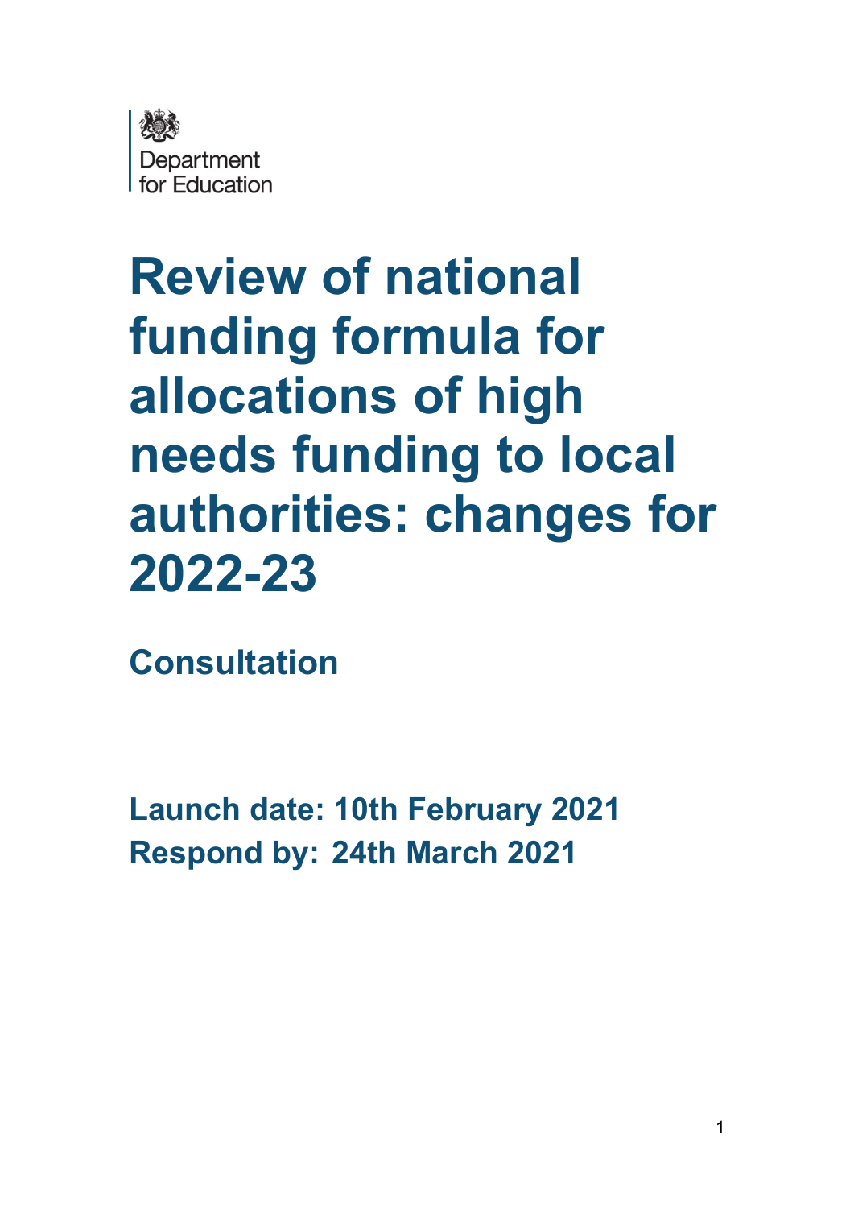Department for Education

# Review of national funding formula for allocations of high needs funding to local authorities: changes for 2022-23

## Consultation

**Launch date: 10th February 2021**
**Respond by: 24th March 2021**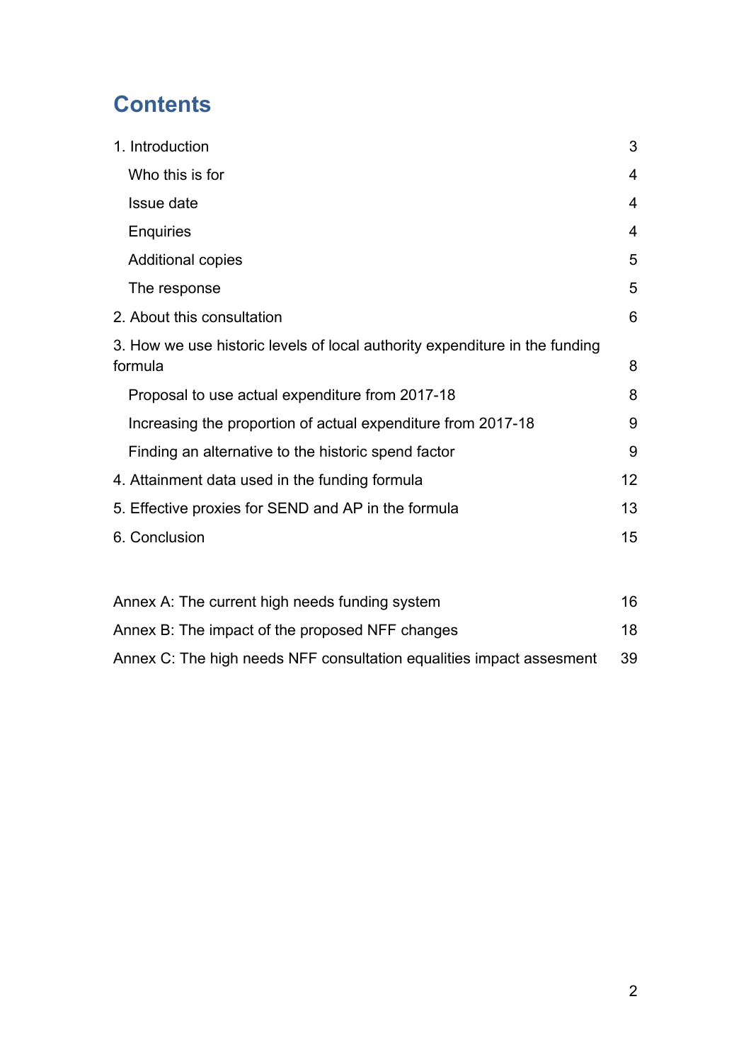# Contents

| | |
|---|---|
| 1. Introduction | 3 |
| Who this is for | 4 |
| Issue date | 4 |
| Enquiries | 4 |
| Additional copies | 5 |
| The response | 5 |
| 2. About this consultation | 6 |
| 3. How we use historic levels of local authority expenditure in the funding formula | 8 |
| Proposal to use actual expenditure from 2017-18 | 8 |
| Increasing the proportion of actual expenditure from 2017-18 | 9 |
| Finding an alternative to the historic spend factor | 9 |
| 4. Attainment data used in the funding formula | 12 |
| 5. Effective proxies for SEND and AP in the formula | 13 |
| 6. Conclusion | 15 |
| | |
| Annex A: The current high needs funding system | 16 |
| Annex B: The impact of the proposed NFF changes | 18 |
| Annex C: The high needs NFF consultation equalities impact assesment | 39 |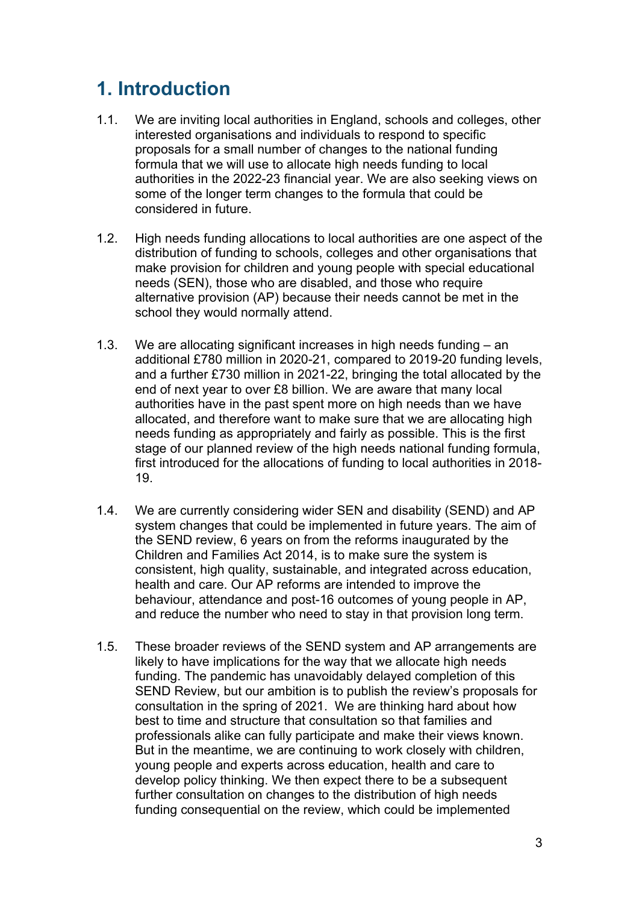# 1. Introduction

1.1. We are inviting local authorities in England, schools and colleges, other interested organisations and individuals to respond to specific proposals for a small number of changes to the national funding formula that we will use to allocate high needs funding to local authorities in the 2022-23 financial year. We are also seeking views on some of the longer term changes to the formula that could be considered in future.

1.2. High needs funding allocations to local authorities are one aspect of the distribution of funding to schools, colleges and other organisations that make provision for children and young people with special educational needs (SEN), those who are disabled, and those who require alternative provision (AP) because their needs cannot be met in the school they would normally attend.

1.3. We are allocating significant increases in high needs funding – an additional £780 million in 2020-21, compared to 2019-20 funding levels, and a further £730 million in 2021-22, bringing the total allocated by the end of next year to over £8 billion. We are aware that many local authorities have in the past spent more on high needs than we have allocated, and therefore want to make sure that we are allocating high needs funding as appropriately and fairly as possible. This is the first stage of our planned review of the high needs national funding formula, first introduced for the allocations of funding to local authorities in 2018-19.

1.4. We are currently considering wider SEN and disability (SEND) and AP system changes that could be implemented in future years. The aim of the SEND review, 6 years on from the reforms inaugurated by the Children and Families Act 2014, is to make sure the system is consistent, high quality, sustainable, and integrated across education, health and care. Our AP reforms are intended to improve the behaviour, attendance and post-16 outcomes of young people in AP, and reduce the number who need to stay in that provision long term.

1.5. These broader reviews of the SEND system and AP arrangements are likely to have implications for the way that we allocate high needs funding. The pandemic has unavoidably delayed completion of this SEND Review, but our ambition is to publish the review's proposals for consultation in the spring of 2021. We are thinking hard about how best to time and structure that consultation so that families and professionals alike can fully participate and make their views known. But in the meantime, we are continuing to work closely with children, young people and experts across education, health and care to develop policy thinking. We then expect there to be a subsequent further consultation on changes to the distribution of high needs funding consequential on the review, which could be implemented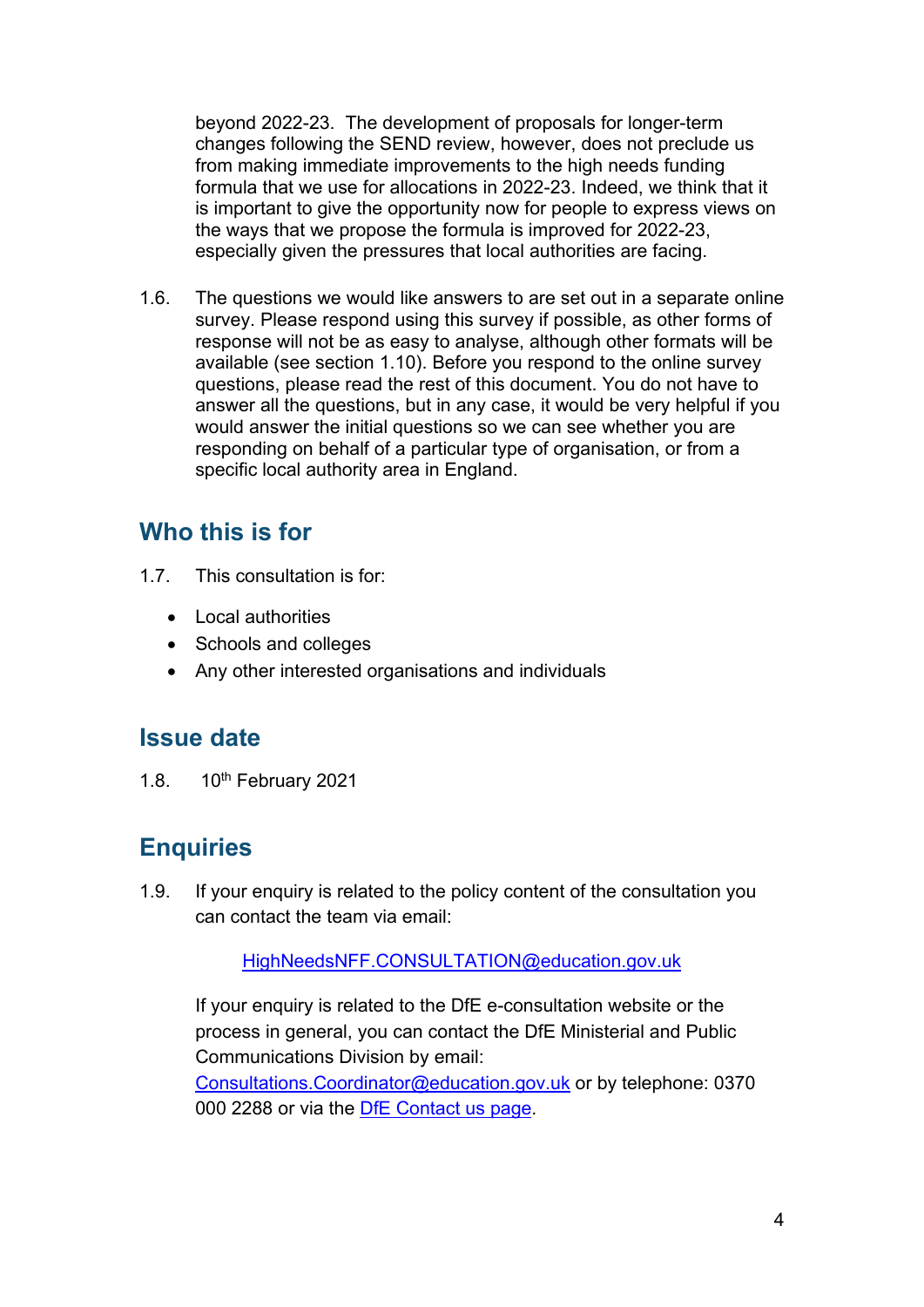beyond 2022-23. The development of proposals for longer-term changes following the SEND review, however, does not preclude us from making immediate improvements to the high needs funding formula that we use for allocations in 2022-23. Indeed, we think that it is important to give the opportunity now for people to express views on the ways that we propose the formula is improved for 2022-23, especially given the pressures that local authorities are facing.

1.6. The questions we would like answers to are set out in a separate online survey. Please respond using this survey if possible, as other forms of response will not be as easy to analyse, although other formats will be available (see section 1.10). Before you respond to the online survey questions, please read the rest of this document. You do not have to answer all the questions, but in any case, it would be very helpful if you would answer the initial questions so we can see whether you are responding on behalf of a particular type of organisation, or from a specific local authority area in England.

## Who this is for

1.7. This consultation is for:

- Local authorities
- Schools and colleges
- Any other interested organisations and individuals

## Issue date

1.8. 10th February 2021

## Enquiries

1.9. If your enquiry is related to the policy content of the consultation you can contact the team via email:

HighNeedsNFF.CONSULTATION@education.gov.uk

If your enquiry is related to the DfE e-consultation website or the process in general, you can contact the DfE Ministerial and Public Communications Division by email: Consultations.Coordinator@education.gov.uk or by telephone: 0370 000 2288 or via the DfE Contact us page.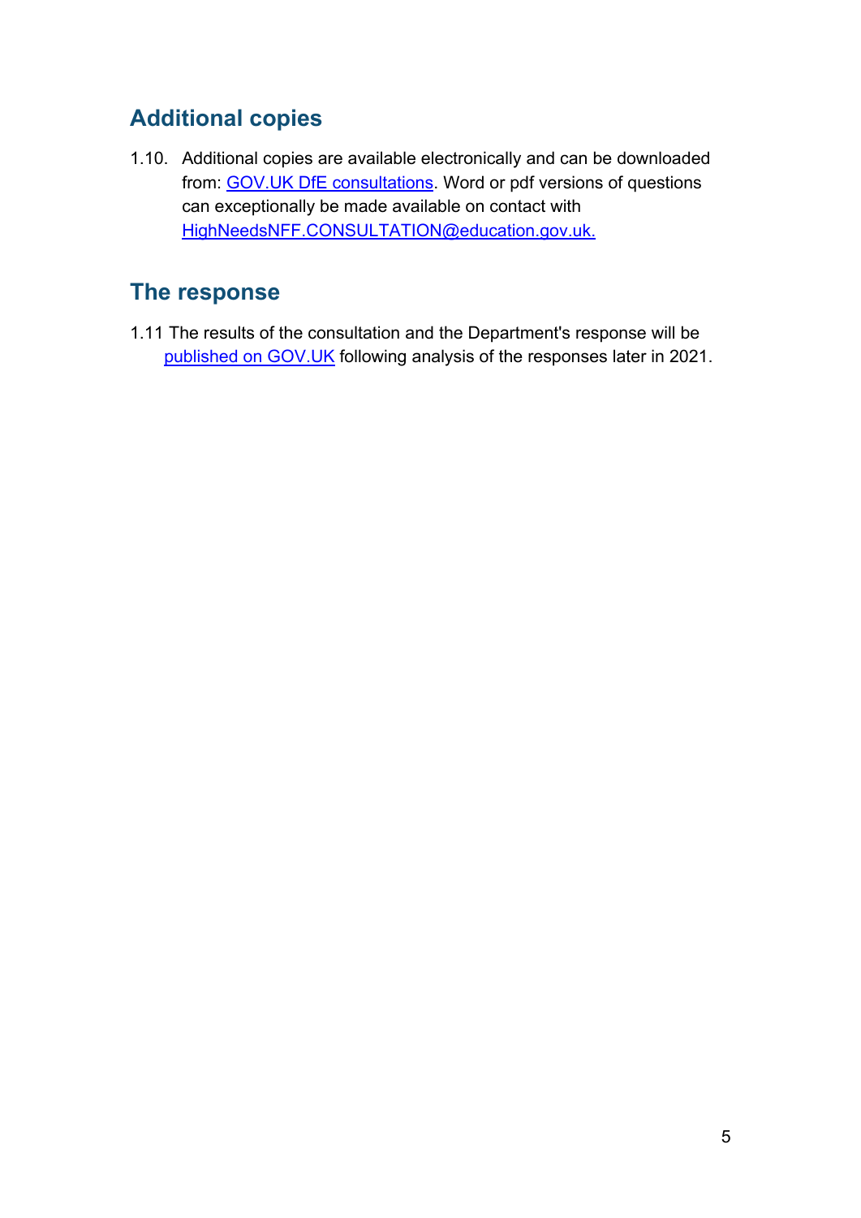## Additional copies

1.10. Additional copies are available electronically and can be downloaded from: [GOV.UK DfE consultations](). Word or pdf versions of questions can exceptionally be made available on contact with [HighNeedsNFF.CONSULTATION@education.gov.uk.]()

## The response

1.11 The results of the consultation and the Department's response will be [published on GOV.UK]() following analysis of the responses later in 2021.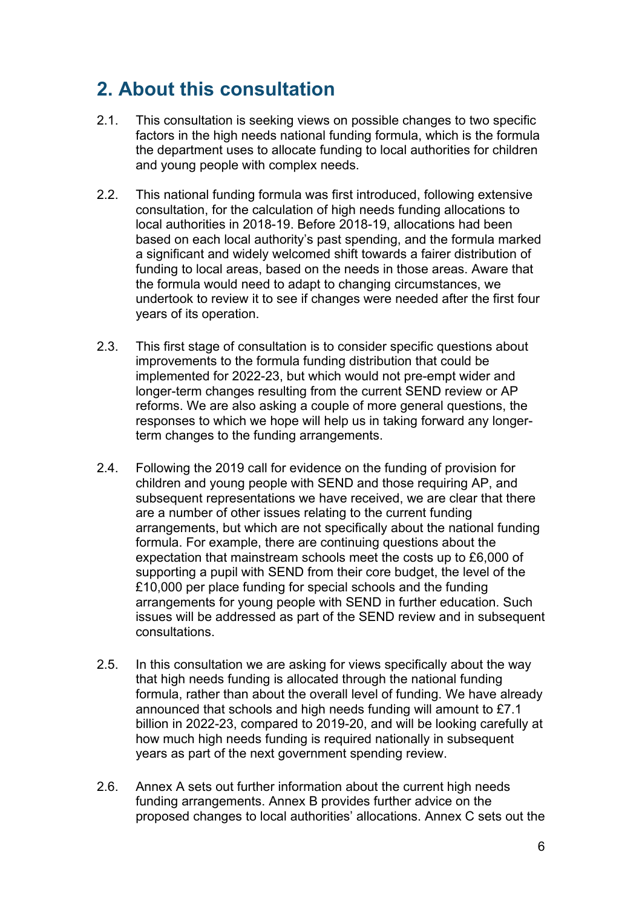## 2. About this consultation

2.1. This consultation is seeking views on possible changes to two specific factors in the high needs national funding formula, which is the formula the department uses to allocate funding to local authorities for children and young people with complex needs.

2.2. This national funding formula was first introduced, following extensive consultation, for the calculation of high needs funding allocations to local authorities in 2018-19. Before 2018-19, allocations had been based on each local authority's past spending, and the formula marked a significant and widely welcomed shift towards a fairer distribution of funding to local areas, based on the needs in those areas. Aware that the formula would need to adapt to changing circumstances, we undertook to review it to see if changes were needed after the first four years of its operation.

2.3. This first stage of consultation is to consider specific questions about improvements to the formula funding distribution that could be implemented for 2022-23, but which would not pre-empt wider and longer-term changes resulting from the current SEND review or AP reforms. We are also asking a couple of more general questions, the responses to which we hope will help us in taking forward any longer-term changes to the funding arrangements.

2.4. Following the 2019 call for evidence on the funding of provision for children and young people with SEND and those requiring AP, and subsequent representations we have received, we are clear that there are a number of other issues relating to the current funding arrangements, but which are not specifically about the national funding formula. For example, there are continuing questions about the expectation that mainstream schools meet the costs up to £6,000 of supporting a pupil with SEND from their core budget, the level of the £10,000 per place funding for special schools and the funding arrangements for young people with SEND in further education. Such issues will be addressed as part of the SEND review and in subsequent consultations.

2.5. In this consultation we are asking for views specifically about the way that high needs funding is allocated through the national funding formula, rather than about the overall level of funding. We have already announced that schools and high needs funding will amount to £7.1 billion in 2022-23, compared to 2019-20, and will be looking carefully at how much high needs funding is required nationally in subsequent years as part of the next government spending review.

2.6. Annex A sets out further information about the current high needs funding arrangements. Annex B provides further advice on the proposed changes to local authorities' allocations. Annex C sets out the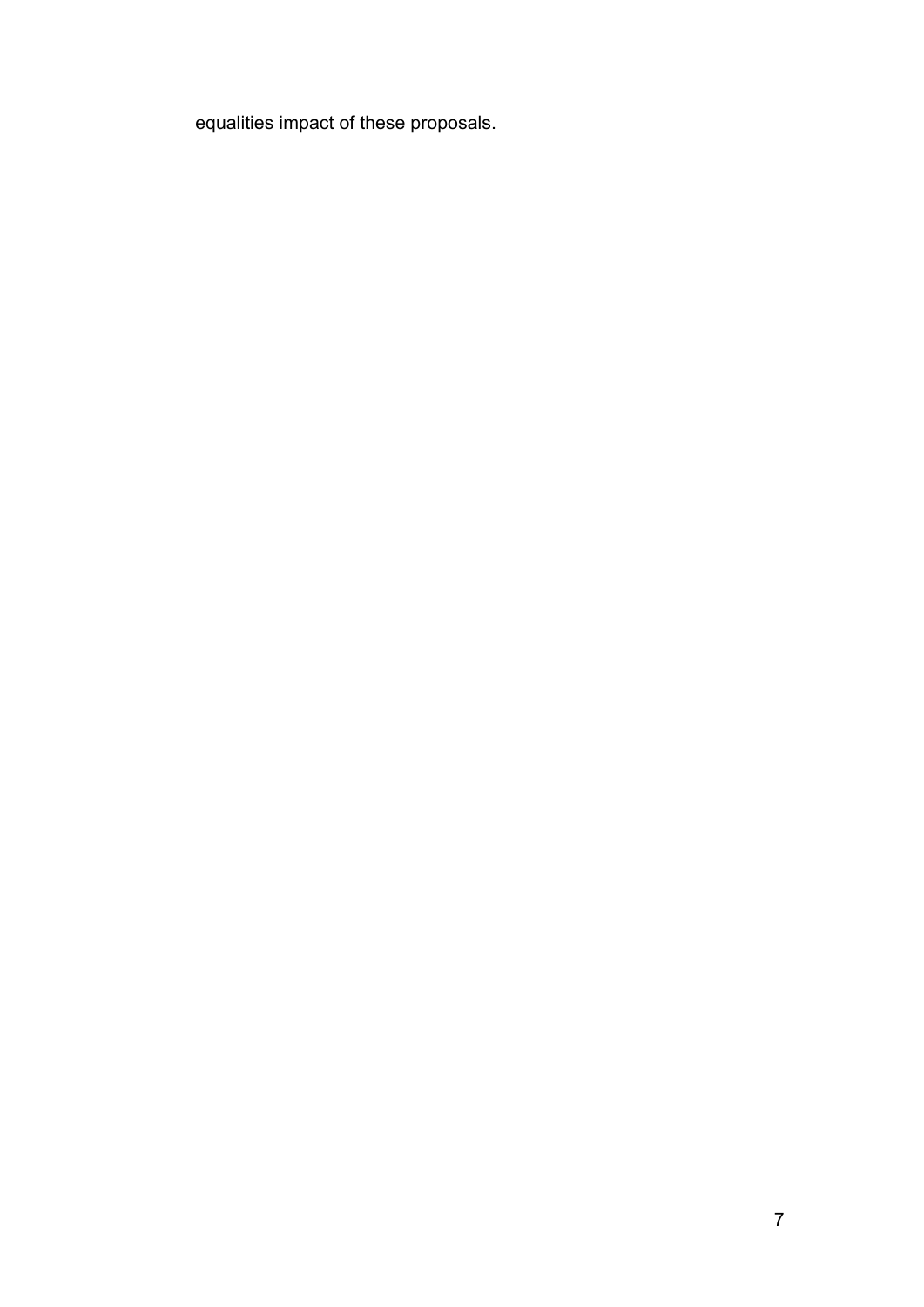equalities impact of these proposals.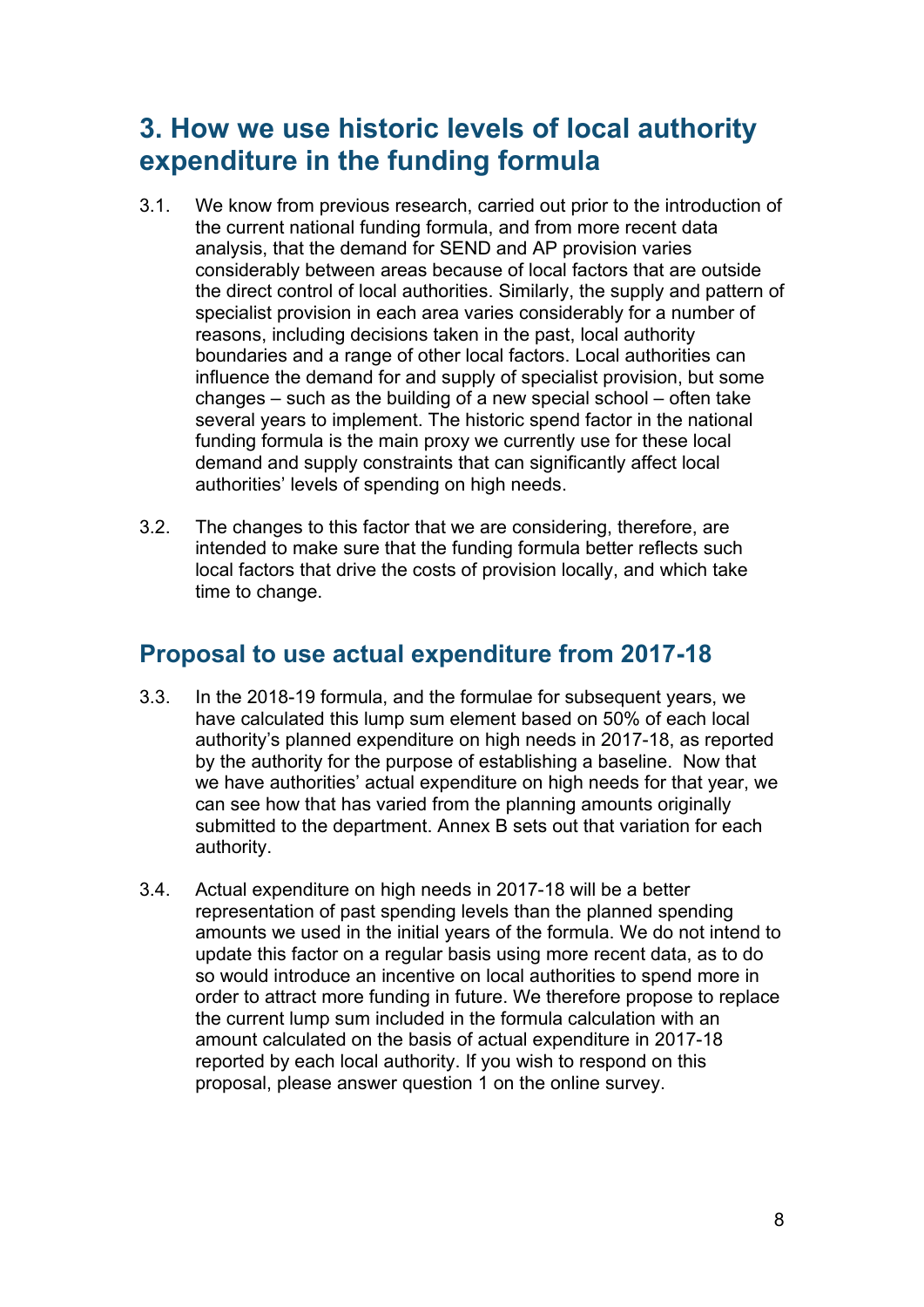# 3. How we use historic levels of local authority expenditure in the funding formula

3.1. We know from previous research, carried out prior to the introduction of the current national funding formula, and from more recent data analysis, that the demand for SEND and AP provision varies considerably between areas because of local factors that are outside the direct control of local authorities. Similarly, the supply and pattern of specialist provision in each area varies considerably for a number of reasons, including decisions taken in the past, local authority boundaries and a range of other local factors. Local authorities can influence the demand for and supply of specialist provision, but some changes – such as the building of a new special school – often take several years to implement. The historic spend factor in the national funding formula is the main proxy we currently use for these local demand and supply constraints that can significantly affect local authorities' levels of spending on high needs.

3.2. The changes to this factor that we are considering, therefore, are intended to make sure that the funding formula better reflects such local factors that drive the costs of provision locally, and which take time to change.

## Proposal to use actual expenditure from 2017-18

3.3. In the 2018-19 formula, and the formulae for subsequent years, we have calculated this lump sum element based on 50% of each local authority's planned expenditure on high needs in 2017-18, as reported by the authority for the purpose of establishing a baseline. Now that we have authorities' actual expenditure on high needs for that year, we can see how that has varied from the planning amounts originally submitted to the department. Annex B sets out that variation for each authority.

3.4. Actual expenditure on high needs in 2017-18 will be a better representation of past spending levels than the planned spending amounts we used in the initial years of the formula. We do not intend to update this factor on a regular basis using more recent data, as to do so would introduce an incentive on local authorities to spend more in order to attract more funding in future. We therefore propose to replace the current lump sum included in the formula calculation with an amount calculated on the basis of actual expenditure in 2017-18 reported by each local authority. If you wish to respond on this proposal, please answer question 1 on the online survey.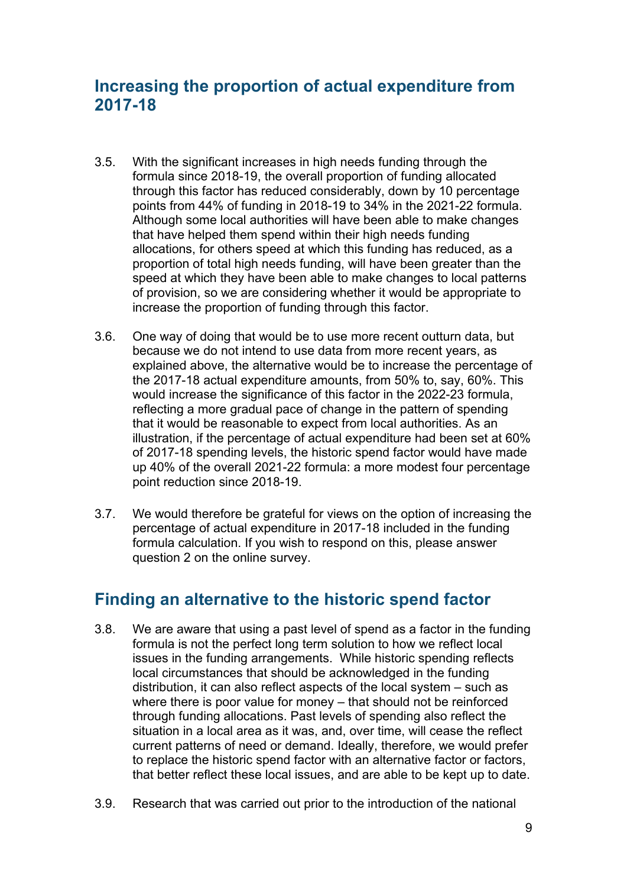## Increasing the proportion of actual expenditure from 2017-18

3.5. With the significant increases in high needs funding through the formula since 2018-19, the overall proportion of funding allocated through this factor has reduced considerably, down by 10 percentage points from 44% of funding in 2018-19 to 34% in the 2021-22 formula. Although some local authorities will have been able to make changes that have helped them spend within their high needs funding allocations, for others speed at which this funding has reduced, as a proportion of total high needs funding, will have been greater than the speed at which they have been able to make changes to local patterns of provision, so we are considering whether it would be appropriate to increase the proportion of funding through this factor.

3.6. One way of doing that would be to use more recent outturn data, but because we do not intend to use data from more recent years, as explained above, the alternative would be to increase the percentage of the 2017-18 actual expenditure amounts, from 50% to, say, 60%. This would increase the significance of this factor in the 2022-23 formula, reflecting a more gradual pace of change in the pattern of spending that it would be reasonable to expect from local authorities. As an illustration, if the percentage of actual expenditure had been set at 60% of 2017-18 spending levels, the historic spend factor would have made up 40% of the overall 2021-22 formula: a more modest four percentage point reduction since 2018-19.

3.7. We would therefore be grateful for views on the option of increasing the percentage of actual expenditure in 2017-18 included in the funding formula calculation. If you wish to respond on this, please answer question 2 on the online survey.

## Finding an alternative to the historic spend factor

3.8. We are aware that using a past level of spend as a factor in the funding formula is not the perfect long term solution to how we reflect local issues in the funding arrangements. While historic spending reflects local circumstances that should be acknowledged in the funding distribution, it can also reflect aspects of the local system – such as where there is poor value for money – that should not be reinforced through funding allocations. Past levels of spending also reflect the situation in a local area as it was, and, over time, will cease the reflect current patterns of need or demand. Ideally, therefore, we would prefer to replace the historic spend factor with an alternative factor or factors, that better reflect these local issues, and are able to be kept up to date.

3.9. Research that was carried out prior to the introduction of the national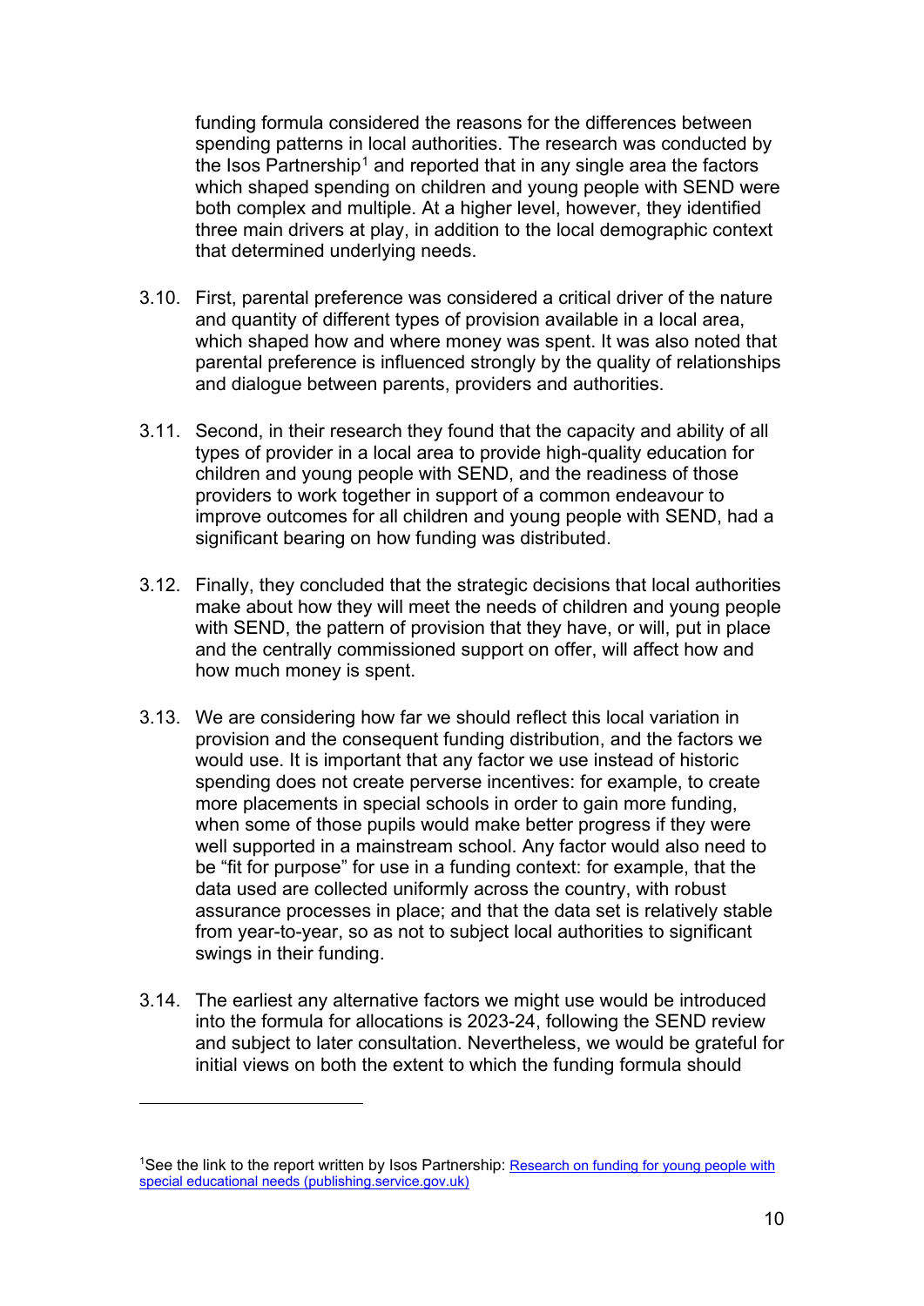funding formula considered the reasons for the differences between spending patterns in local authorities. The research was conducted by the Isos Partnership[1] and reported that in any single area the factors which shaped spending on children and young people with SEND were both complex and multiple. At a higher level, however, they identified three main drivers at play, in addition to the local demographic context that determined underlying needs.

3.10. First, parental preference was considered a critical driver of the nature and quantity of different types of provision available in a local area, which shaped how and where money was spent. It was also noted that parental preference is influenced strongly by the quality of relationships and dialogue between parents, providers and authorities.

3.11. Second, in their research they found that the capacity and ability of all types of provider in a local area to provide high-quality education for children and young people with SEND, and the readiness of those providers to work together in support of a common endeavour to improve outcomes for all children and young people with SEND, had a significant bearing on how funding was distributed.

3.12. Finally, they concluded that the strategic decisions that local authorities make about how they will meet the needs of children and young people with SEND, the pattern of provision that they have, or will, put in place and the centrally commissioned support on offer, will affect how and how much money is spent.

3.13. We are considering how far we should reflect this local variation in provision and the consequent funding distribution, and the factors we would use. It is important that any factor we use instead of historic spending does not create perverse incentives: for example, to create more placements in special schools in order to gain more funding, when some of those pupils would make better progress if they were well supported in a mainstream school. Any factor would also need to be "fit for purpose" for use in a funding context: for example, that the data used are collected uniformly across the country, with robust assurance processes in place; and that the data set is relatively stable from year-to-year, so as not to subject local authorities to significant swings in their funding.

3.14. The earliest any alternative factors we might use would be introduced into the formula for allocations is 2023-24, following the SEND review and subject to later consultation. Nevertheless, we would be grateful for initial views on both the extent to which the funding formula should

---

[1] See the link to the report written by Isos Partnership: [Research on funding for young people with special educational needs (publishing.service.gov.uk)]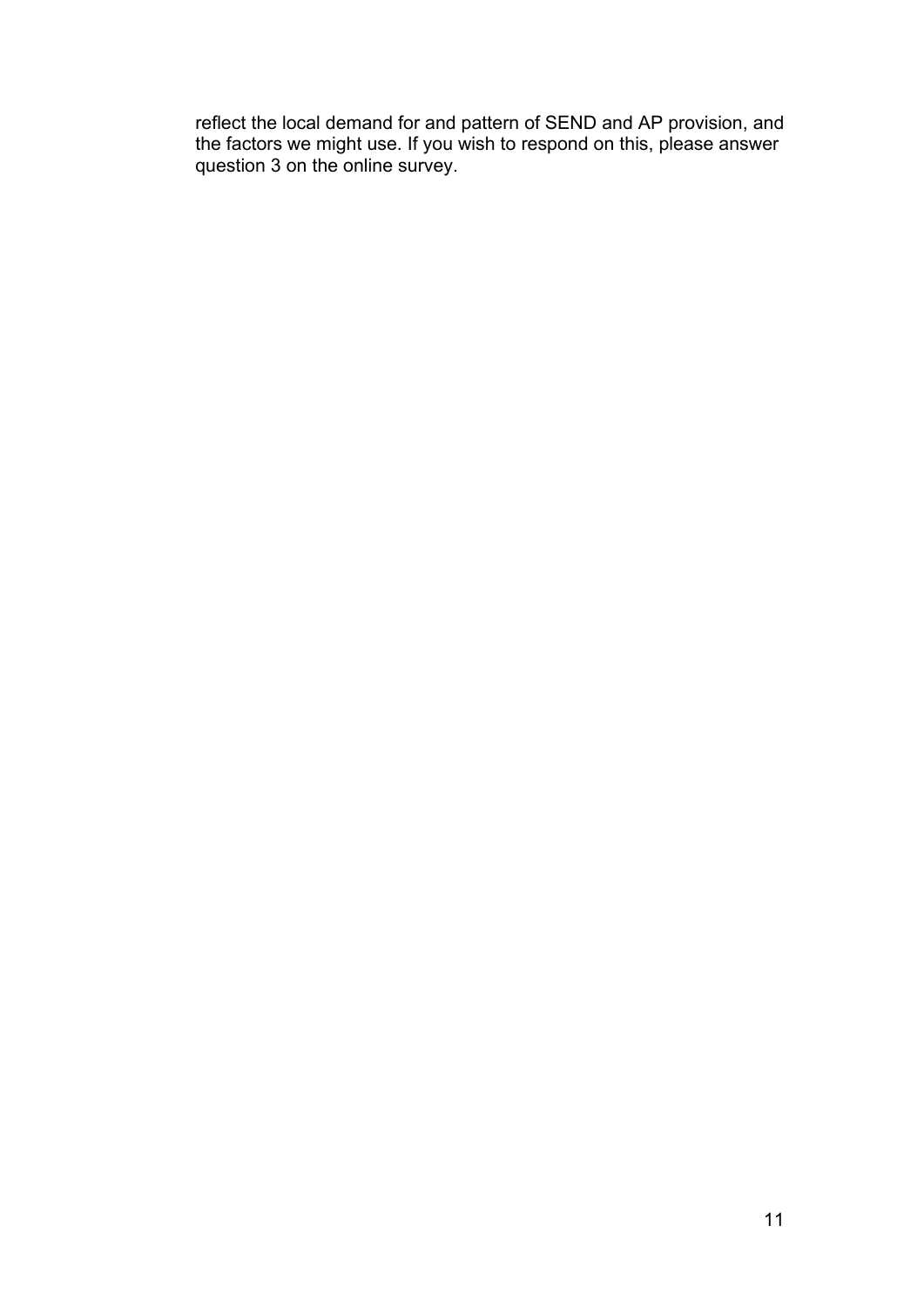reflect the local demand for and pattern of SEND and AP provision, and the factors we might use. If you wish to respond on this, please answer question 3 on the online survey.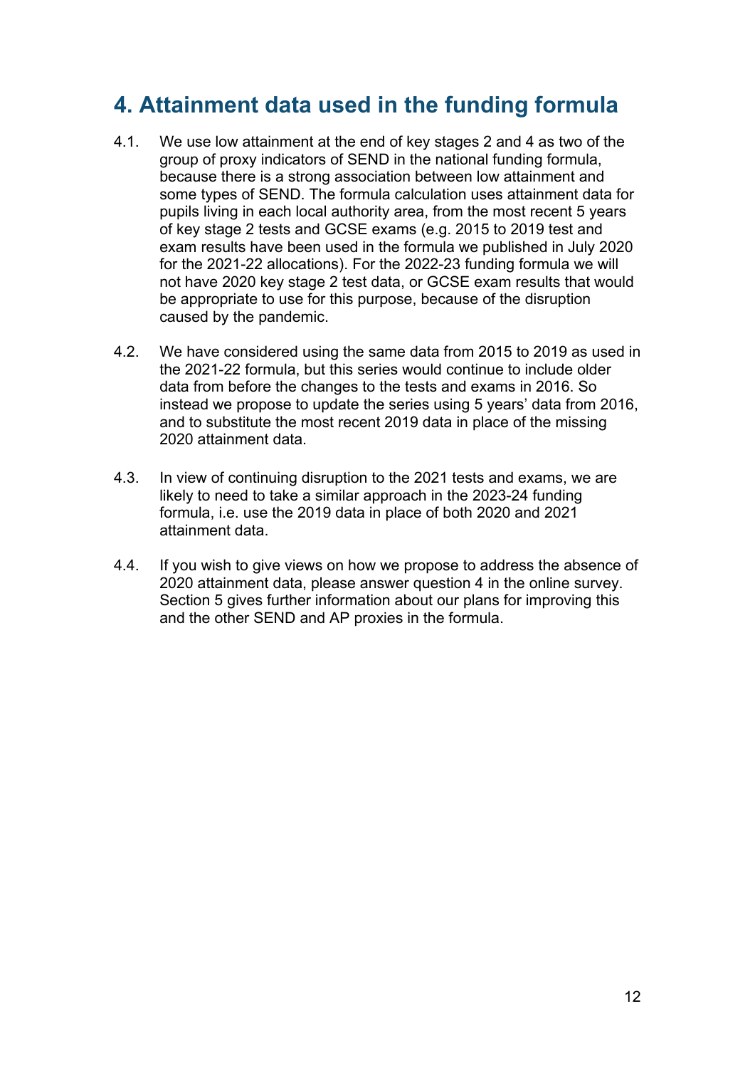## 4. Attainment data used in the funding formula

4.1. We use low attainment at the end of key stages 2 and 4 as two of the group of proxy indicators of SEND in the national funding formula, because there is a strong association between low attainment and some types of SEND. The formula calculation uses attainment data for pupils living in each local authority area, from the most recent 5 years of key stage 2 tests and GCSE exams (e.g. 2015 to 2019 test and exam results have been used in the formula we published in July 2020 for the 2021-22 allocations). For the 2022-23 funding formula we will not have 2020 key stage 2 test data, or GCSE exam results that would be appropriate to use for this purpose, because of the disruption caused by the pandemic.

4.2. We have considered using the same data from 2015 to 2019 as used in the 2021-22 formula, but this series would continue to include older data from before the changes to the tests and exams in 2016. So instead we propose to update the series using 5 years' data from 2016, and to substitute the most recent 2019 data in place of the missing 2020 attainment data.

4.3. In view of continuing disruption to the 2021 tests and exams, we are likely to need to take a similar approach in the 2023-24 funding formula, i.e. use the 2019 data in place of both 2020 and 2021 attainment data.

4.4. If you wish to give views on how we propose to address the absence of 2020 attainment data, please answer question 4 in the online survey. Section 5 gives further information about our plans for improving this and the other SEND and AP proxies in the formula.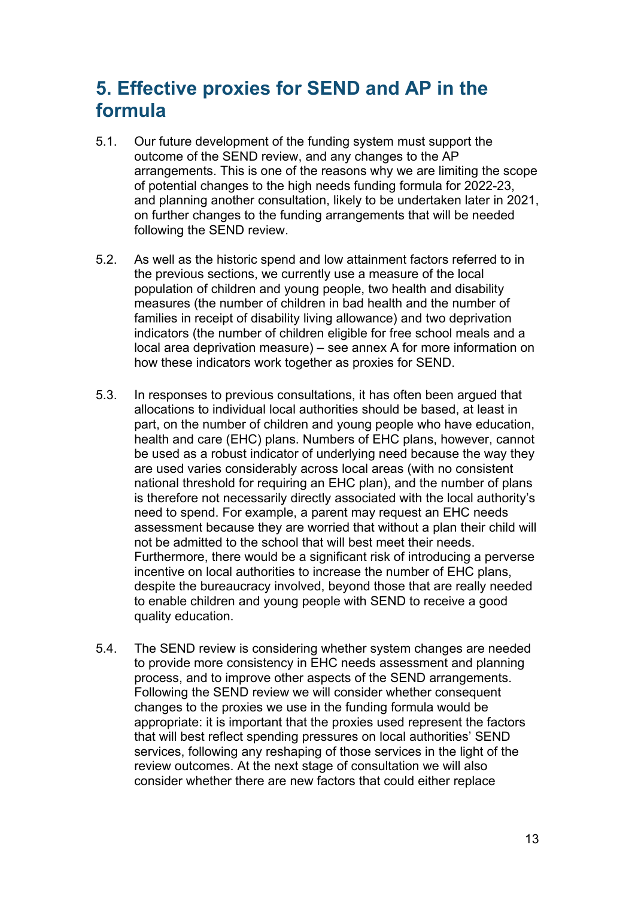## 5. Effective proxies for SEND and AP in the formula

5.1. Our future development of the funding system must support the outcome of the SEND review, and any changes to the AP arrangements. This is one of the reasons why we are limiting the scope of potential changes to the high needs funding formula for 2022-23, and planning another consultation, likely to be undertaken later in 2021, on further changes to the funding arrangements that will be needed following the SEND review.

5.2. As well as the historic spend and low attainment factors referred to in the previous sections, we currently use a measure of the local population of children and young people, two health and disability measures (the number of children in bad health and the number of families in receipt of disability living allowance) and two deprivation indicators (the number of children eligible for free school meals and a local area deprivation measure) – see annex A for more information on how these indicators work together as proxies for SEND.

5.3. In responses to previous consultations, it has often been argued that allocations to individual local authorities should be based, at least in part, on the number of children and young people who have education, health and care (EHC) plans. Numbers of EHC plans, however, cannot be used as a robust indicator of underlying need because the way they are used varies considerably across local areas (with no consistent national threshold for requiring an EHC plan), and the number of plans is therefore not necessarily directly associated with the local authority's need to spend. For example, a parent may request an EHC needs assessment because they are worried that without a plan their child will not be admitted to the school that will best meet their needs. Furthermore, there would be a significant risk of introducing a perverse incentive on local authorities to increase the number of EHC plans, despite the bureaucracy involved, beyond those that are really needed to enable children and young people with SEND to receive a good quality education.

5.4. The SEND review is considering whether system changes are needed to provide more consistency in EHC needs assessment and planning process, and to improve other aspects of the SEND arrangements. Following the SEND review we will consider whether consequent changes to the proxies we use in the funding formula would be appropriate: it is important that the proxies used represent the factors that will best reflect spending pressures on local authorities' SEND services, following any reshaping of those services in the light of the review outcomes. At the next stage of consultation we will also consider whether there are new factors that could either replace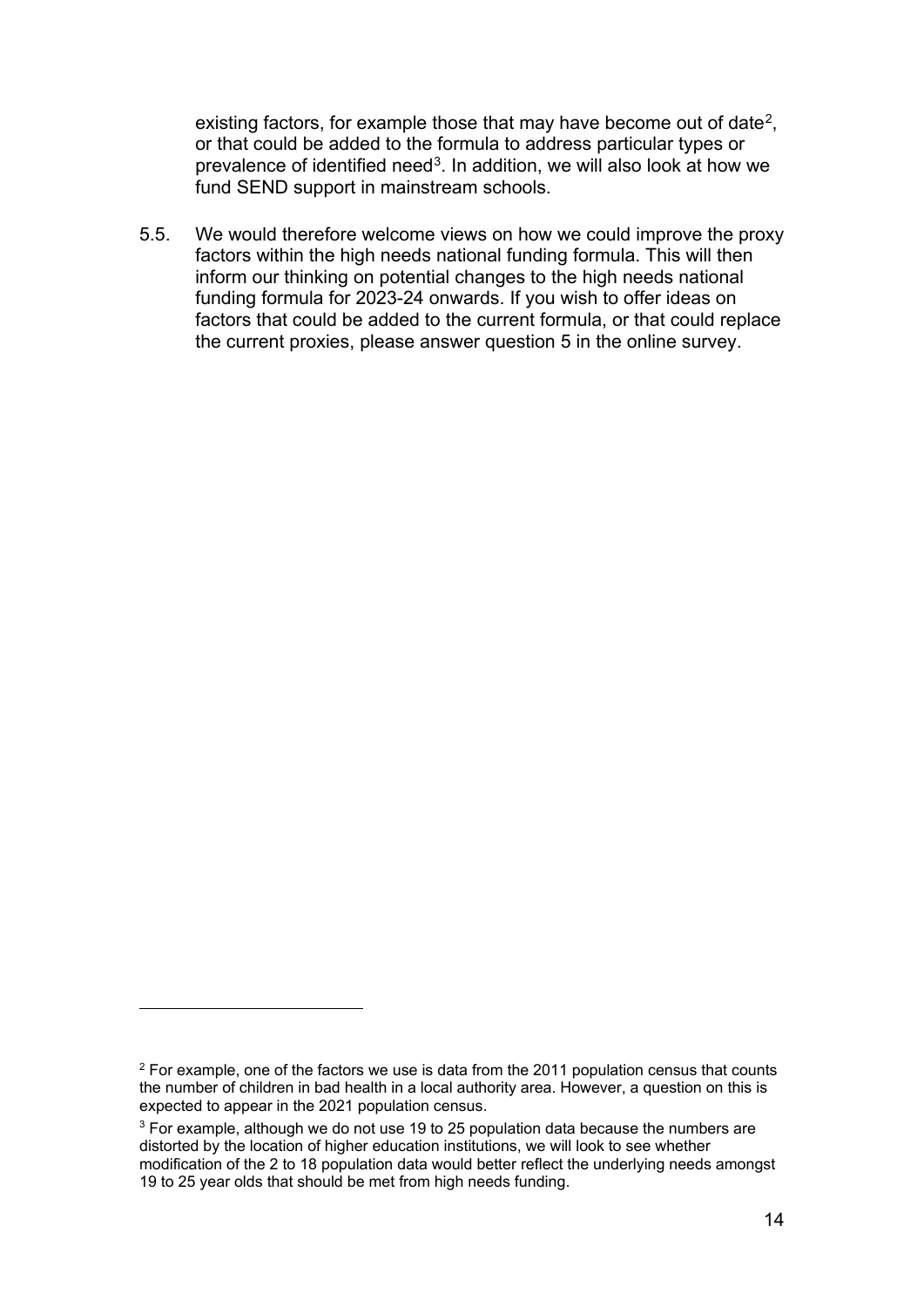existing factors, for example those that may have become out of date[2], or that could be added to the formula to address particular types or prevalence of identified need[3]. In addition, we will also look at how we fund SEND support in mainstream schools.

5.5. We would therefore welcome views on how we could improve the proxy factors within the high needs national funding formula. This will then inform our thinking on potential changes to the high needs national funding formula for 2023-24 onwards. If you wish to offer ideas on factors that could be added to the current formula, or that could replace the current proxies, please answer question 5 in the online survey.

---

[2] For example, one of the factors we use is data from the 2011 population census that counts the number of children in bad health in a local authority area. However, a question on this is expected to appear in the 2021 population census.

[3] For example, although we do not use 19 to 25 population data because the numbers are distorted by the location of higher education institutions, we will look to see whether modification of the 2 to 18 population data would better reflect the underlying needs amongst 19 to 25 year olds that should be met from high needs funding.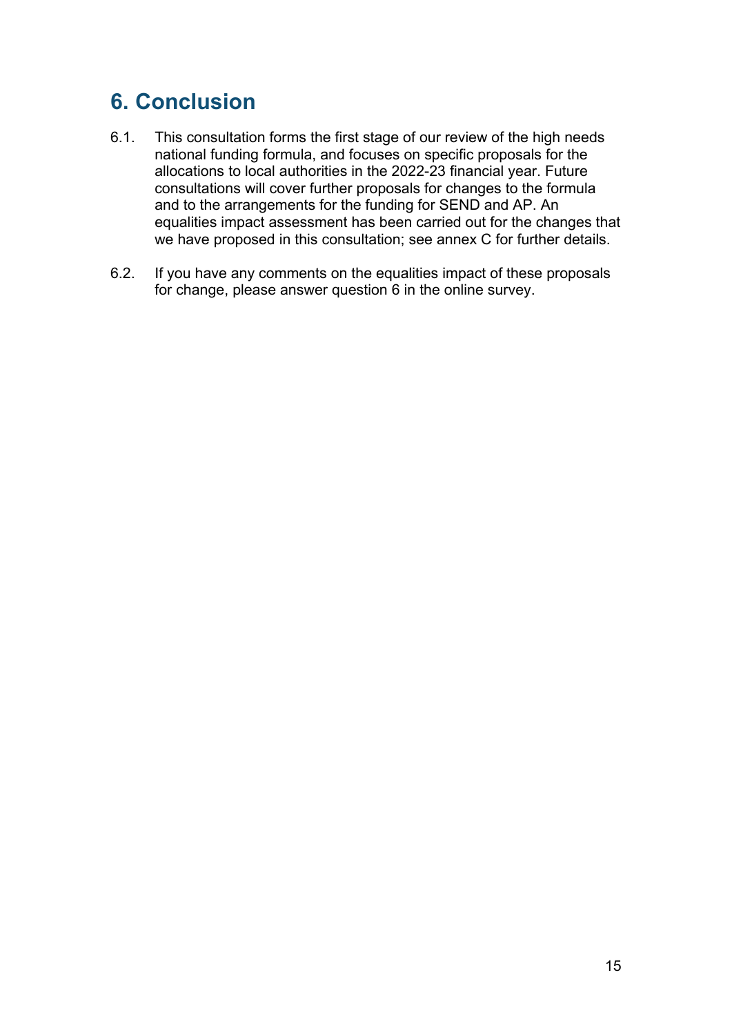## 6. Conclusion

6.1. This consultation forms the first stage of our review of the high needs national funding formula, and focuses on specific proposals for the allocations to local authorities in the 2022-23 financial year. Future consultations will cover further proposals for changes to the formula and to the arrangements for the funding for SEND and AP. An equalities impact assessment has been carried out for the changes that we have proposed in this consultation; see annex C for further details.

6.2. If you have any comments on the equalities impact of these proposals for change, please answer question 6 in the online survey.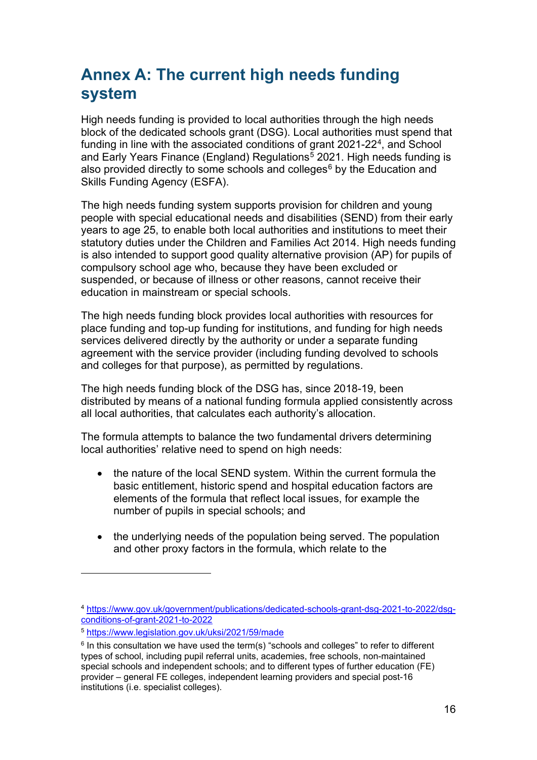# Annex A: The current high needs funding system

High needs funding is provided to local authorities through the high needs block of the dedicated schools grant (DSG). Local authorities must spend that funding in line with the associated conditions of grant 2021-22[4], and School and Early Years Finance (England) Regulations[5] 2021. High needs funding is also provided directly to some schools and colleges[6] by the Education and Skills Funding Agency (ESFA).

The high needs funding system supports provision for children and young people with special educational needs and disabilities (SEND) from their early years to age 25, to enable both local authorities and institutions to meet their statutory duties under the Children and Families Act 2014. High needs funding is also intended to support good quality alternative provision (AP) for pupils of compulsory school age who, because they have been excluded or suspended, or because of illness or other reasons, cannot receive their education in mainstream or special schools.

The high needs funding block provides local authorities with resources for place funding and top-up funding for institutions, and funding for high needs services delivered directly by the authority or under a separate funding agreement with the service provider (including funding devolved to schools and colleges for that purpose), as permitted by regulations.

The high needs funding block of the DSG has, since 2018-19, been distributed by means of a national funding formula applied consistently across all local authorities, that calculates each authority's allocation.

The formula attempts to balance the two fundamental drivers determining local authorities' relative need to spend on high needs:

- the nature of the local SEND system. Within the current formula the basic entitlement, historic spend and hospital education factors are elements of the formula that reflect local issues, for example the number of pupils in special schools; and

- the underlying needs of the population being served. The population and other proxy factors in the formula, which relate to the

---

[4] https://www.gov.uk/government/publications/dedicated-schools-grant-dsg-2021-to-2022/dsg-conditions-of-grant-2021-to-2022

[5] https://www.legislation.gov.uk/uksi/2021/59/made

[6] In this consultation we have used the term(s) "schools and colleges" to refer to different types of school, including pupil referral units, academies, free schools, non-maintained special schools and independent schools; and to different types of further education (FE) provider – general FE colleges, independent learning providers and special post-16 institutions (i.e. specialist colleges).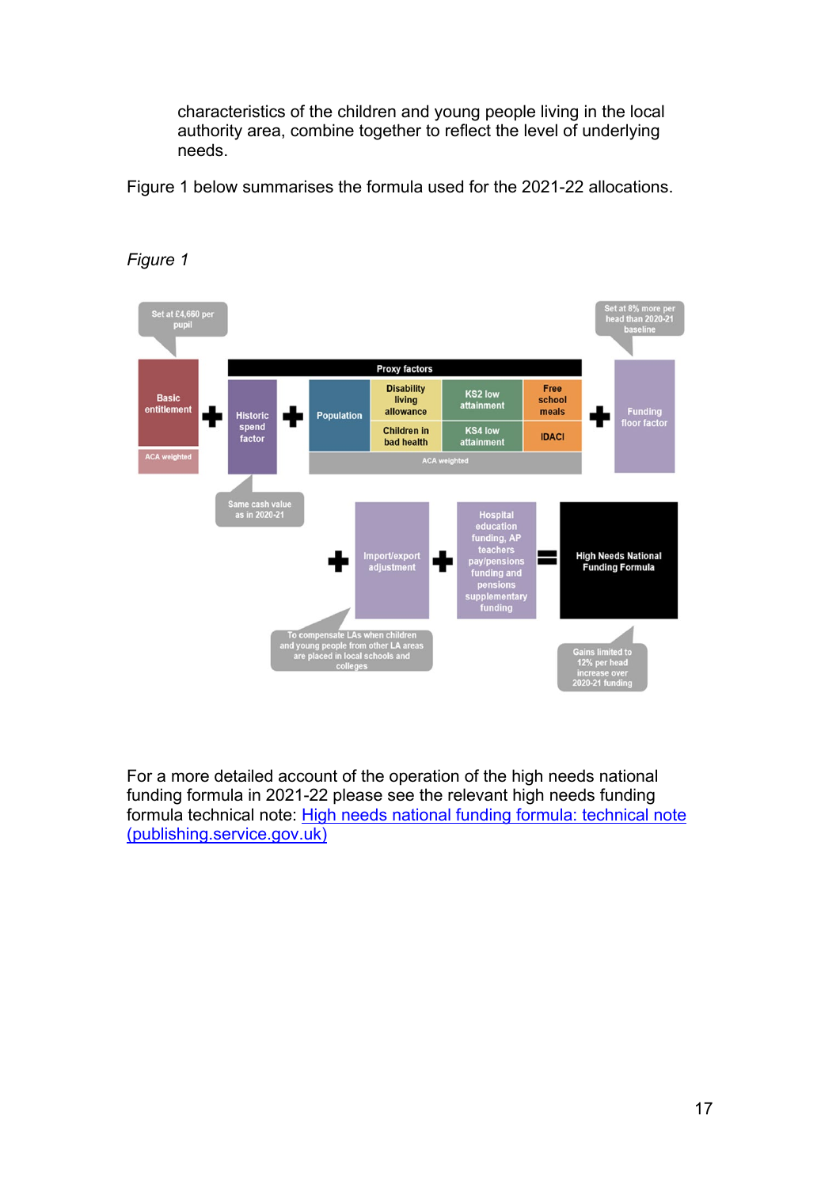characteristics of the children and young people living in the local authority area, combine together to reflect the level of underlying needs.

Figure 1 below summarises the formula used for the 2021-22 allocations.

*Figure 1*

Set at £4,660 per pupil

Basic entitlement

ACA weighted

Historic spend factor

Same cash value as in 2020-21

Proxy factors

Population

Disability living allowance

Children in bad health

KS2 low attainment

KS4 low attainment

Free school meals

IDACI

ACA weighted

Set at 8% more per head than 2020-21 baseline

Funding floor factor

Import/export adjustment

To compensate LAs when children and young people from other LA areas are placed in local schools and colleges

Hospital education funding, AP teachers pay/pensions funding and pensions supplementary funding

High Needs National Funding Formula

Gains limited to 12% per head increase over 2020-21 funding

For a more detailed account of the operation of the high needs national funding formula in 2021-22 please see the relevant high needs funding formula technical note: [High needs national funding formula: technical note (publishing.service.gov.uk)]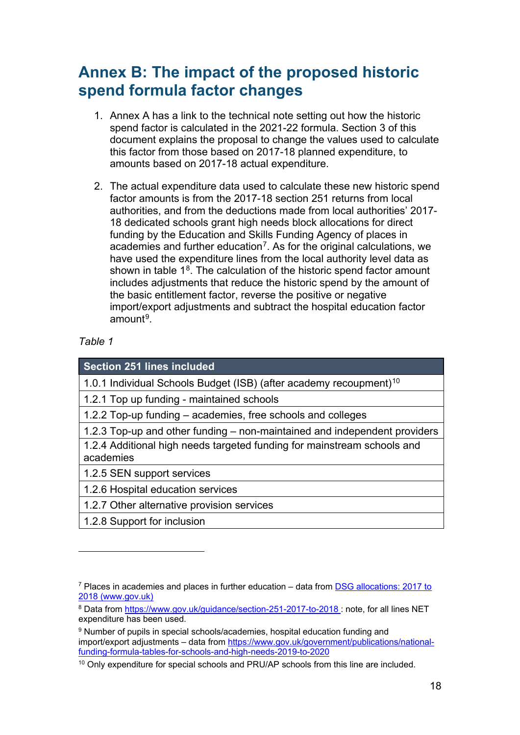# Annex B: The impact of the proposed historic spend formula factor changes

1. Annex A has a link to the technical note setting out how the historic spend factor is calculated in the 2021-22 formula. Section 3 of this document explains the proposal to change the values used to calculate this factor from those based on 2017-18 planned expenditure, to amounts based on 2017-18 actual expenditure.

2. The actual expenditure data used to calculate these new historic spend factor amounts is from the 2017-18 section 251 returns from local authorities, and from the deductions made from local authorities' 2017-18 dedicated schools grant high needs block allocations for direct funding by the Education and Skills Funding Agency of places in academies and further education[7]. As for the original calculations, we have used the expenditure lines from the local authority level data as shown in table 1[8]. The calculation of the historic spend factor amount includes adjustments that reduce the historic spend by the amount of the basic entitlement factor, reverse the positive or negative import/export adjustments and subtract the hospital education factor amount[9].

*Table 1*

| Section 251 lines included |
|---|
| 1.0.1 Individual Schools Budget (ISB) (after academy recoupment)[10] |
| 1.2.1 Top up funding - maintained schools |
| 1.2.2 Top-up funding – academies, free schools and colleges |
| 1.2.3 Top-up and other funding – non-maintained and independent providers |
| 1.2.4 Additional high needs targeted funding for mainstream schools and academies |
| 1.2.5 SEN support services |
| 1.2.6 Hospital education services |
| 1.2.7 Other alternative provision services |
| 1.2.8 Support for inclusion |

---

[7] Places in academies and places in further education – data from [DSG allocations: 2017 to 2018 (www.gov.uk)](https://www.gov.uk)

[8] Data from https://www.gov.uk/guidance/section-251-2017-to-2018 : note, for all lines NET expenditure has been used.

[9] Number of pupils in special schools/academies, hospital education funding and import/export adjustments – data from https://www.gov.uk/government/publications/national-funding-formula-tables-for-schools-and-high-needs-2019-to-2020

[10] Only expenditure for special schools and PRU/AP schools from this line are included.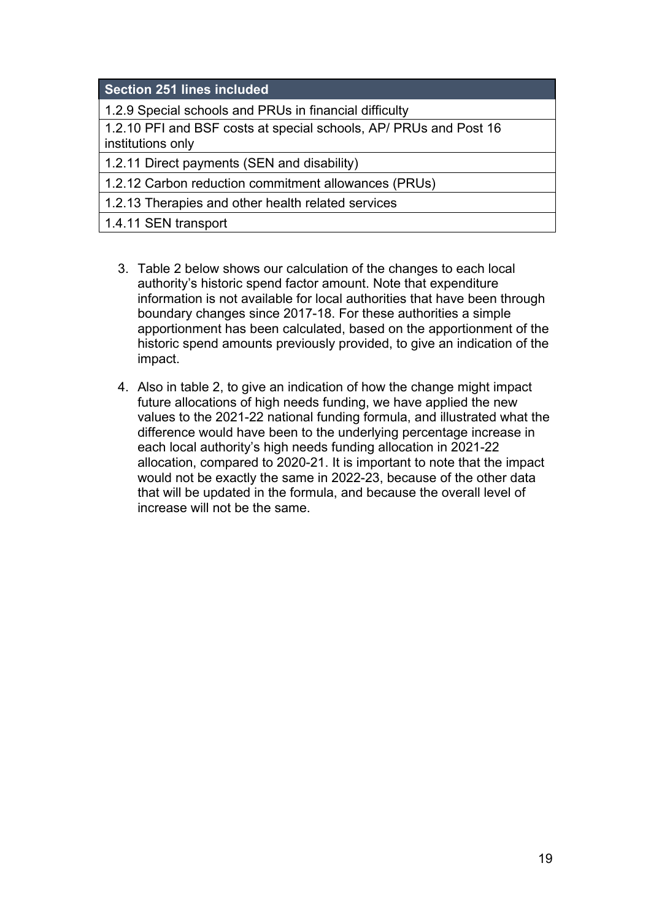| Section 251 lines included |
|---|
| 1.2.9 Special schools and PRUs in financial difficulty |
| 1.2.10 PFI and BSF costs at special schools, AP/ PRUs and Post 16 institutions only |
| 1.2.11 Direct payments (SEN and disability) |
| 1.2.12 Carbon reduction commitment allowances (PRUs) |
| 1.2.13 Therapies and other health related services |
| 1.4.11 SEN transport |

3. Table 2 below shows our calculation of the changes to each local authority's historic spend factor amount. Note that expenditure information is not available for local authorities that have been through boundary changes since 2017-18. For these authorities a simple apportionment has been calculated, based on the apportionment of the historic spend amounts previously provided, to give an indication of the impact.

4. Also in table 2, to give an indication of how the change might impact future allocations of high needs funding, we have applied the new values to the 2021-22 national funding formula, and illustrated what the difference would have been to the underlying percentage increase in each local authority's high needs funding allocation in 2021-22 allocation, compared to 2020-21. It is important to note that the impact would not be exactly the same in 2022-23, because of the other data that will be updated in the formula, and because the overall level of increase will not be the same.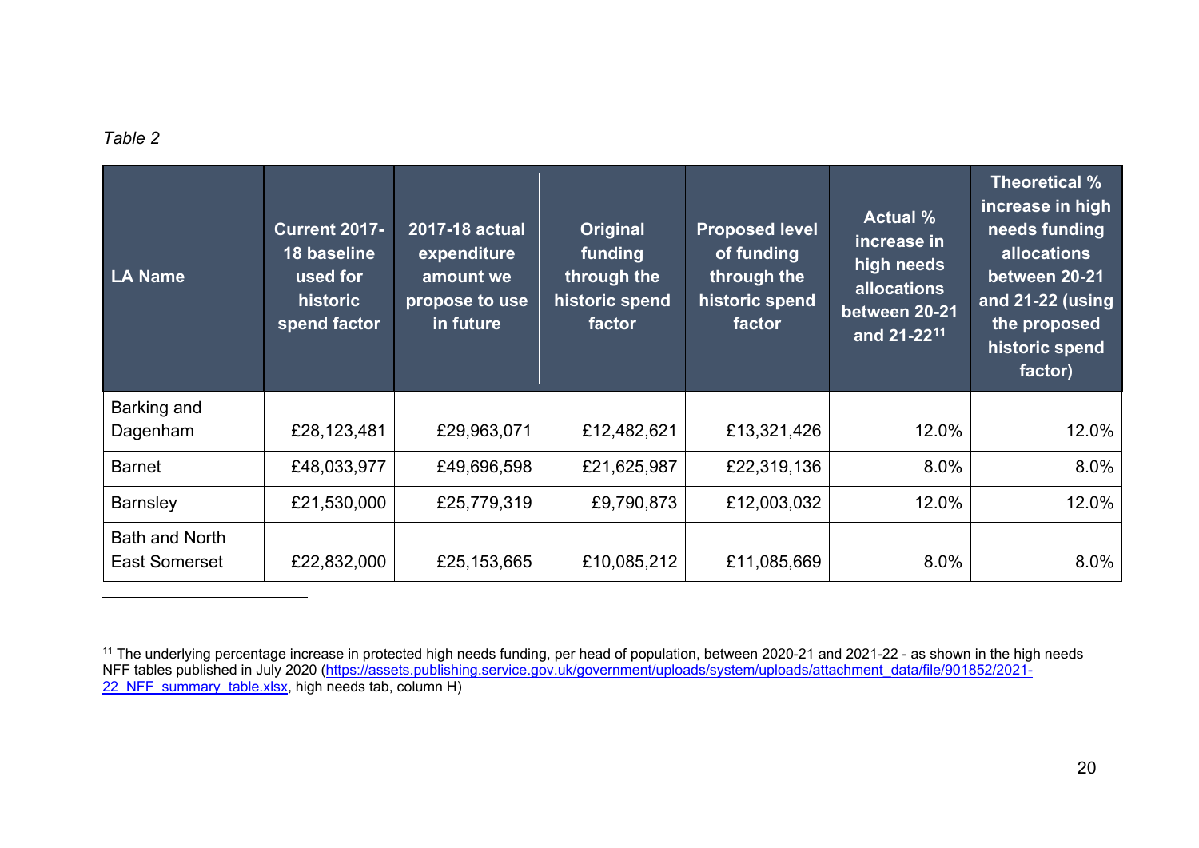*Table 2*

| LA Name | Current 2017-18 baseline used for historic spend factor | 2017-18 actual expenditure amount we propose to use in future | Original funding through the historic spend factor | Proposed level of funding through the historic spend factor | Actual % increase in high needs allocations between 20-21 and 21-22[11] | Theoretical % increase in high needs funding allocations between 20-21 and 21-22 (using the proposed historic spend factor) |
|---|---|---|---|---|---|---|
| Barking and Dagenham | £28,123,481 | £29,963,071 | £12,482,621 | £13,321,426 | 12.0% | 12.0% |
| Barnet | £48,033,977 | £49,696,598 | £21,625,987 | £22,319,136 | 8.0% | 8.0% |
| Barnsley | £21,530,000 | £25,779,319 | £9,790,873 | £12,003,032 | 12.0% | 12.0% |
| Bath and North East Somerset | £22,832,000 | £25,153,665 | £10,085,212 | £11,085,669 | 8.0% | 8.0% |

---

[11] The underlying percentage increase in protected high needs funding, per head of population, between 2020-21 and 2021-22 - as shown in the high needs NFF tables published in July 2020 (https://assets.publishing.service.gov.uk/government/uploads/system/uploads/attachment_data/file/901852/2021-22_NFF_summary_table.xlsx, high needs tab, column H)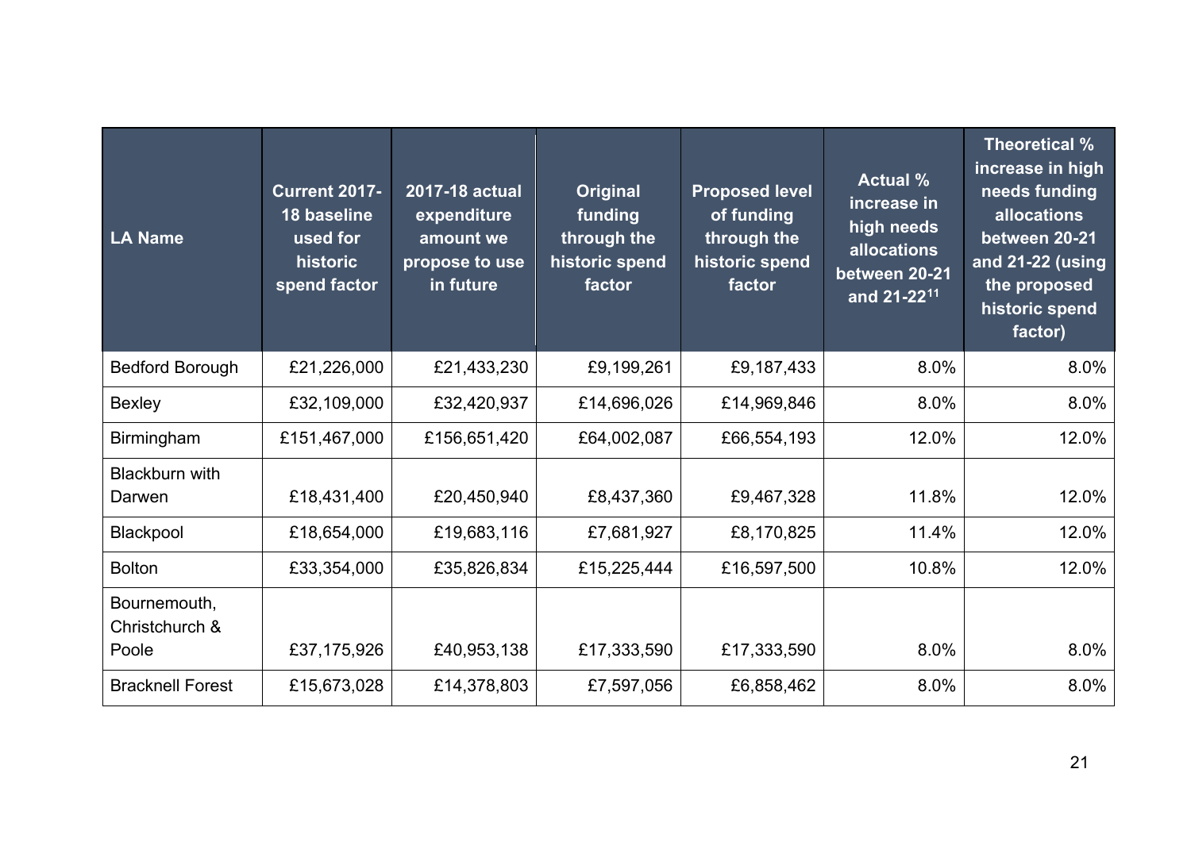| LA Name | Current 2017-18 baseline used for historic spend factor | 2017-18 actual expenditure amount we propose to use in future | Original funding through the historic spend factor | Proposed level of funding through the historic spend factor | Actual % increase in high needs allocations between 20-21 and 21-22[11] | Theoretical % increase in high needs funding allocations between 20-21 and 21-22 (using the proposed historic spend factor) |
|---|---|---|---|---|---|---|
| Bedford Borough | £21,226,000 | £21,433,230 | £9,199,261 | £9,187,433 | 8.0% | 8.0% |
| Bexley | £32,109,000 | £32,420,937 | £14,696,026 | £14,969,846 | 8.0% | 8.0% |
| Birmingham | £151,467,000 | £156,651,420 | £64,002,087 | £66,554,193 | 12.0% | 12.0% |
| Blackburn with Darwen | £18,431,400 | £20,450,940 | £8,437,360 | £9,467,328 | 11.8% | 12.0% |
| Blackpool | £18,654,000 | £19,683,116 | £7,681,927 | £8,170,825 | 11.4% | 12.0% |
| Bolton | £33,354,000 | £35,826,834 | £15,225,444 | £16,597,500 | 10.8% | 12.0% |
| Bournemouth, Christchurch & Poole | £37,175,926 | £40,953,138 | £17,333,590 | £17,333,590 | 8.0% | 8.0% |
| Bracknell Forest | £15,673,028 | £14,378,803 | £7,597,056 | £6,858,462 | 8.0% | 8.0% |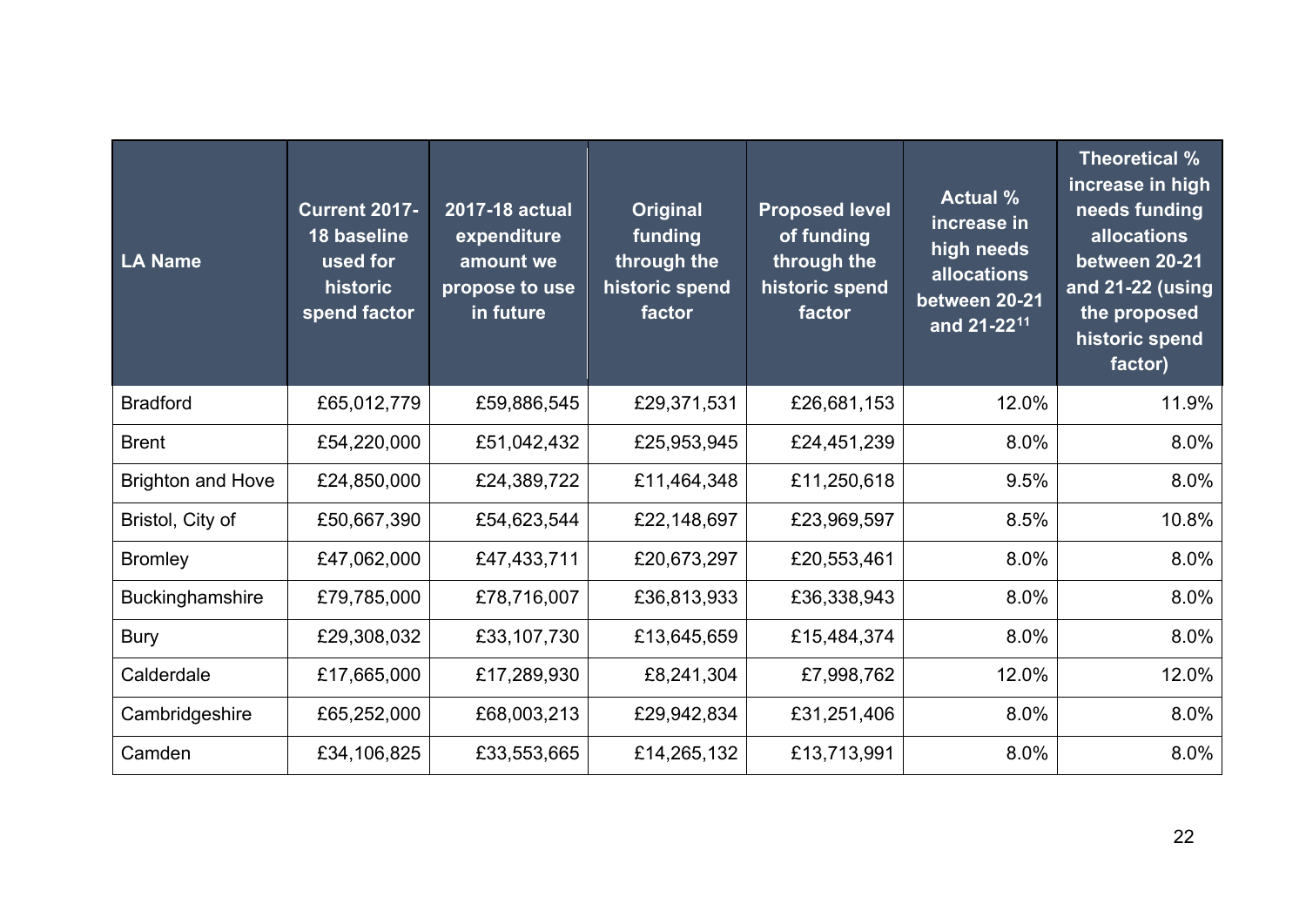| LA Name | Current 2017-18 baseline used for historic spend factor | 2017-18 actual expenditure amount we propose to use in future | Original funding through the historic spend factor | Proposed level of funding through the historic spend factor | Actual % increase in high needs allocations between 20-21 and 21-22[11] | Theoretical % increase in high needs funding allocations between 20-21 and 21-22 (using the proposed historic spend factor) |
|---|---|---|---|---|---|---|
| Bradford | £65,012,779 | £59,886,545 | £29,371,531 | £26,681,153 | 12.0% | 11.9% |
| Brent | £54,220,000 | £51,042,432 | £25,953,945 | £24,451,239 | 8.0% | 8.0% |
| Brighton and Hove | £24,850,000 | £24,389,722 | £11,464,348 | £11,250,618 | 9.5% | 8.0% |
| Bristol, City of | £50,667,390 | £54,623,544 | £22,148,697 | £23,969,597 | 8.5% | 10.8% |
| Bromley | £47,062,000 | £47,433,711 | £20,673,297 | £20,553,461 | 8.0% | 8.0% |
| Buckinghamshire | £79,785,000 | £78,716,007 | £36,813,933 | £36,338,943 | 8.0% | 8.0% |
| Bury | £29,308,032 | £33,107,730 | £13,645,659 | £15,484,374 | 8.0% | 8.0% |
| Calderdale | £17,665,000 | £17,289,930 | £8,241,304 | £7,998,762 | 12.0% | 12.0% |
| Cambridgeshire | £65,252,000 | £68,003,213 | £29,942,834 | £31,251,406 | 8.0% | 8.0% |
| Camden | £34,106,825 | £33,553,665 | £14,265,132 | £13,713,991 | 8.0% | 8.0% |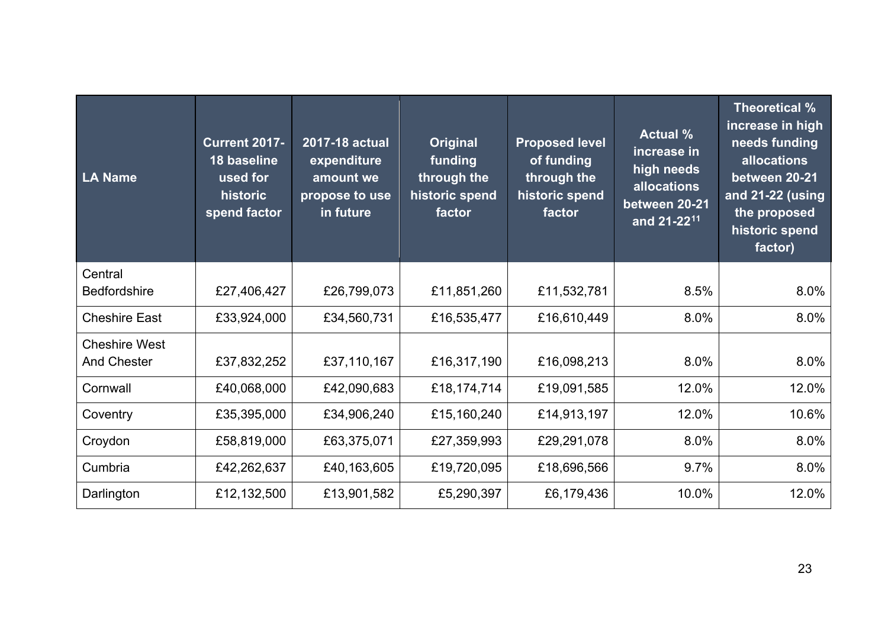| LA Name | Current 2017-18 baseline used for historic spend factor | 2017-18 actual expenditure amount we propose to use in future | Original funding through the historic spend factor | Proposed level of funding through the historic spend factor | Actual % increase in high needs allocations between 20-21 and 21-22[11] | Theoretical % increase in high needs funding allocations between 20-21 and 21-22 (using the proposed historic spend factor) |
|---|---|---|---|---|---|---|
| Central Bedfordshire | £27,406,427 | £26,799,073 | £11,851,260 | £11,532,781 | 8.5% | 8.0% |
| Cheshire East | £33,924,000 | £34,560,731 | £16,535,477 | £16,610,449 | 8.0% | 8.0% |
| Cheshire West And Chester | £37,832,252 | £37,110,167 | £16,317,190 | £16,098,213 | 8.0% | 8.0% |
| Cornwall | £40,068,000 | £42,090,683 | £18,174,714 | £19,091,585 | 12.0% | 12.0% |
| Coventry | £35,395,000 | £34,906,240 | £15,160,240 | £14,913,197 | 12.0% | 10.6% |
| Croydon | £58,819,000 | £63,375,071 | £27,359,993 | £29,291,078 | 8.0% | 8.0% |
| Cumbria | £42,262,637 | £40,163,605 | £19,720,095 | £18,696,566 | 9.7% | 8.0% |
| Darlington | £12,132,500 | £13,901,582 | £5,290,397 | £6,179,436 | 10.0% | 12.0% |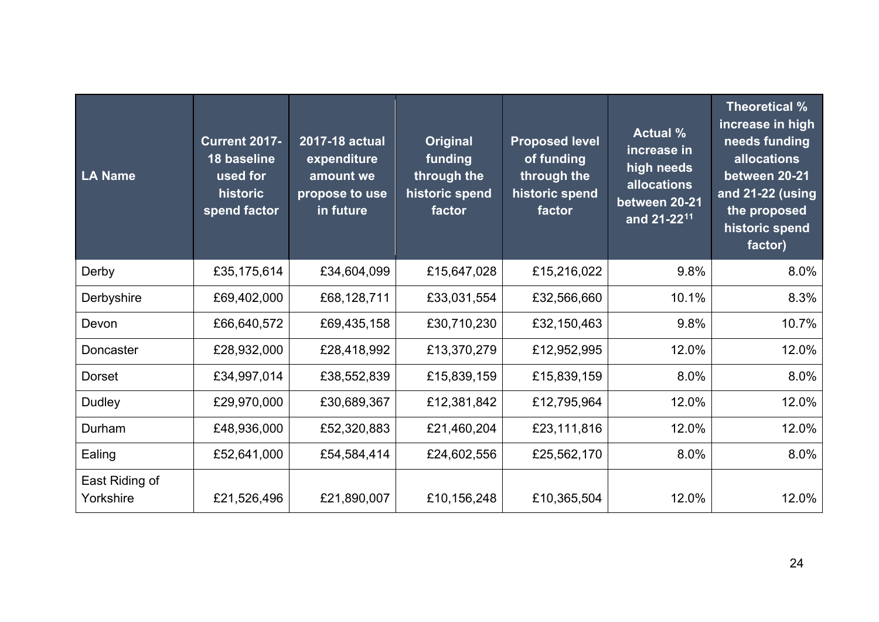| LA Name | Current 2017-18 baseline used for historic spend factor | 2017-18 actual expenditure amount we propose to use in future | Original funding through the historic spend factor | Proposed level of funding through the historic spend factor | Actual % increase in high needs allocations between 20-21 and 21-22[11] | Theoretical % increase in high needs funding allocations between 20-21 and 21-22 (using the proposed historic spend factor) |
|---|---|---|---|---|---|---|
| Derby | £35,175,614 | £34,604,099 | £15,647,028 | £15,216,022 | 9.8% | 8.0% |
| Derbyshire | £69,402,000 | £68,128,711 | £33,031,554 | £32,566,660 | 10.1% | 8.3% |
| Devon | £66,640,572 | £69,435,158 | £30,710,230 | £32,150,463 | 9.8% | 10.7% |
| Doncaster | £28,932,000 | £28,418,992 | £13,370,279 | £12,952,995 | 12.0% | 12.0% |
| Dorset | £34,997,014 | £38,552,839 | £15,839,159 | £15,839,159 | 8.0% | 8.0% |
| Dudley | £29,970,000 | £30,689,367 | £12,381,842 | £12,795,964 | 12.0% | 12.0% |
| Durham | £48,936,000 | £52,320,883 | £21,460,204 | £23,111,816 | 12.0% | 12.0% |
| Ealing | £52,641,000 | £54,584,414 | £24,602,556 | £25,562,170 | 8.0% | 8.0% |
| East Riding of Yorkshire | £21,526,496 | £21,890,007 | £10,156,248 | £10,365,504 | 12.0% | 12.0% |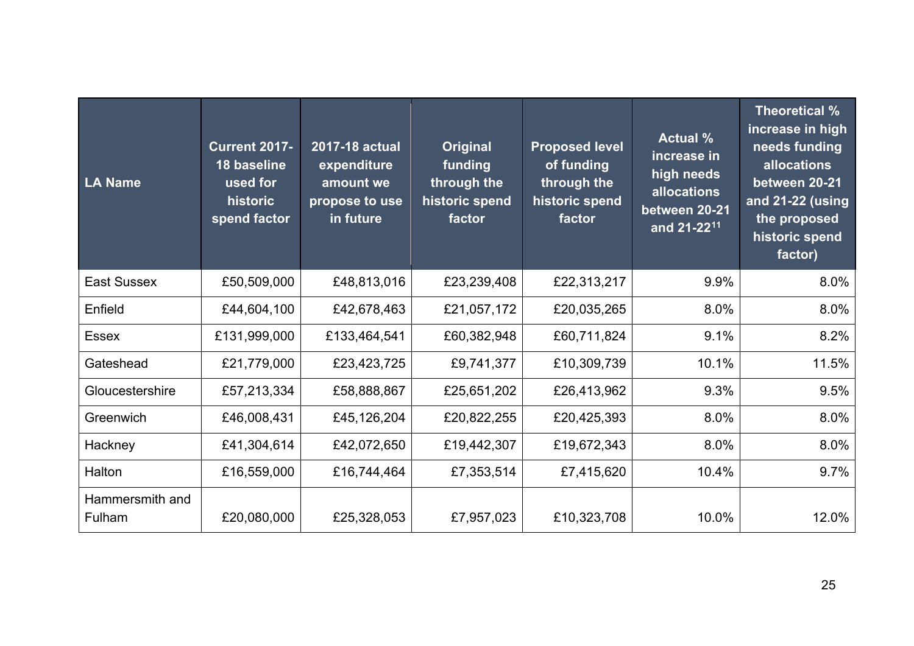| LA Name | Current 2017-18 baseline used for historic spend factor | 2017-18 actual expenditure amount we propose to use in future | Original funding through the historic spend factor | Proposed level of funding through the historic spend factor | Actual % increase in high needs allocations between 20-21 and 21-22[11] | Theoretical % increase in high needs funding allocations between 20-21 and 21-22 (using the proposed historic spend factor) |
|---|---|---|---|---|---|---|
| East Sussex | £50,509,000 | £48,813,016 | £23,239,408 | £22,313,217 | 9.9% | 8.0% |
| Enfield | £44,604,100 | £42,678,463 | £21,057,172 | £20,035,265 | 8.0% | 8.0% |
| Essex | £131,999,000 | £133,464,541 | £60,382,948 | £60,711,824 | 9.1% | 8.2% |
| Gateshead | £21,779,000 | £23,423,725 | £9,741,377 | £10,309,739 | 10.1% | 11.5% |
| Gloucestershire | £57,213,334 | £58,888,867 | £25,651,202 | £26,413,962 | 9.3% | 9.5% |
| Greenwich | £46,008,431 | £45,126,204 | £20,822,255 | £20,425,393 | 8.0% | 8.0% |
| Hackney | £41,304,614 | £42,072,650 | £19,442,307 | £19,672,343 | 8.0% | 8.0% |
| Halton | £16,559,000 | £16,744,464 | £7,353,514 | £7,415,620 | 10.4% | 9.7% |
| Hammersmith and Fulham | £20,080,000 | £25,328,053 | £7,957,023 | £10,323,708 | 10.0% | 12.0% |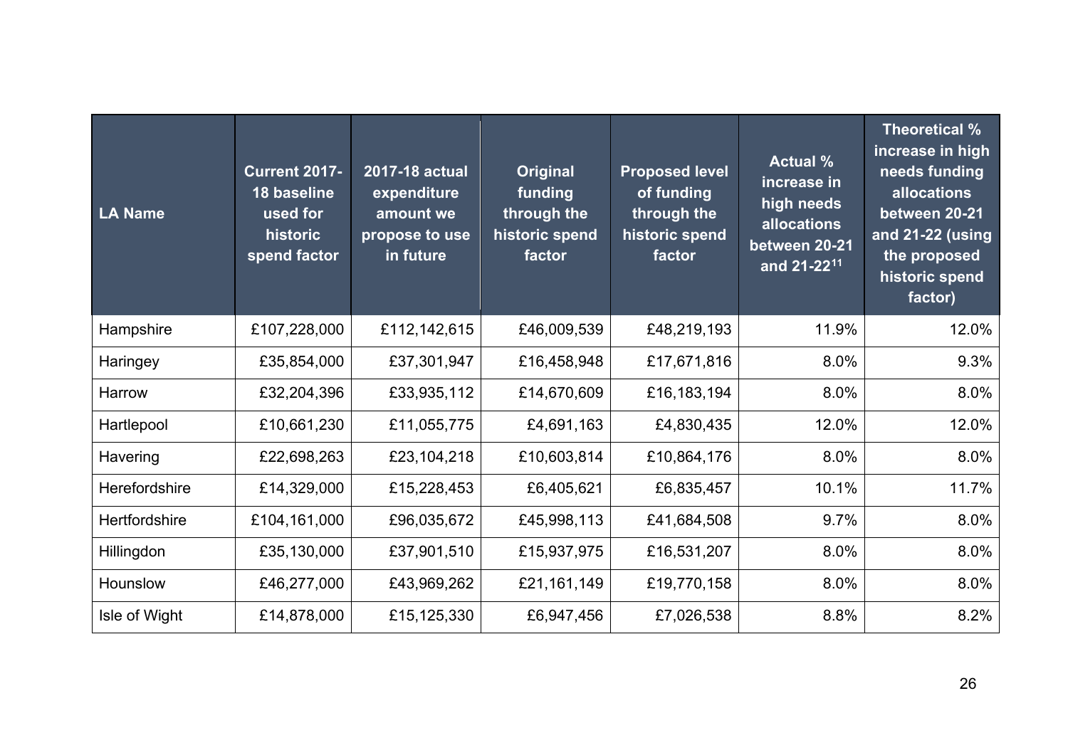| LA Name | Current 2017-18 baseline used for historic spend factor | 2017-18 actual expenditure amount we propose to use in future | Original funding through the historic spend factor | Proposed level of funding through the historic spend factor | Actual % increase in high needs allocations between 20-21 and 21-22[11] | Theoretical % increase in high needs funding allocations between 20-21 and 21-22 (using the proposed historic spend factor) |
|---|---|---|---|---|---|---|
| Hampshire | £107,228,000 | £112,142,615 | £46,009,539 | £48,219,193 | 11.9% | 12.0% |
| Haringey | £35,854,000 | £37,301,947 | £16,458,948 | £17,671,816 | 8.0% | 9.3% |
| Harrow | £32,204,396 | £33,935,112 | £14,670,609 | £16,183,194 | 8.0% | 8.0% |
| Hartlepool | £10,661,230 | £11,055,775 | £4,691,163 | £4,830,435 | 12.0% | 12.0% |
| Havering | £22,698,263 | £23,104,218 | £10,603,814 | £10,864,176 | 8.0% | 8.0% |
| Herefordshire | £14,329,000 | £15,228,453 | £6,405,621 | £6,835,457 | 10.1% | 11.7% |
| Hertfordshire | £104,161,000 | £96,035,672 | £45,998,113 | £41,684,508 | 9.7% | 8.0% |
| Hillingdon | £35,130,000 | £37,901,510 | £15,937,975 | £16,531,207 | 8.0% | 8.0% |
| Hounslow | £46,277,000 | £43,969,262 | £21,161,149 | £19,770,158 | 8.0% | 8.0% |
| Isle of Wight | £14,878,000 | £15,125,330 | £6,947,456 | £7,026,538 | 8.8% | 8.2% |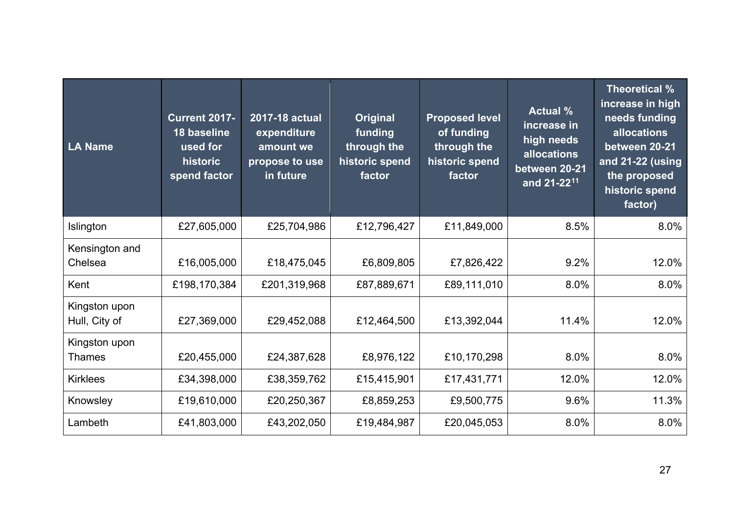| LA Name | Current 2017-18 baseline used for historic spend factor | 2017-18 actual expenditure amount we propose to use in future | Original funding through the historic spend factor | Proposed level of funding through the historic spend factor | Actual % increase in high needs allocations between 20-21 and 21-22[11] | Theoretical % increase in high needs funding allocations between 20-21 and 21-22 (using the proposed historic spend factor) |
|---|---|---|---|---|---|---|
| Islington | £27,605,000 | £25,704,986 | £12,796,427 | £11,849,000 | 8.5% | 8.0% |
| Kensington and Chelsea | £16,005,000 | £18,475,045 | £6,809,805 | £7,826,422 | 9.2% | 12.0% |
| Kent | £198,170,384 | £201,319,968 | £87,889,671 | £89,111,010 | 8.0% | 8.0% |
| Kingston upon Hull, City of | £27,369,000 | £29,452,088 | £12,464,500 | £13,392,044 | 11.4% | 12.0% |
| Kingston upon Thames | £20,455,000 | £24,387,628 | £8,976,122 | £10,170,298 | 8.0% | 8.0% |
| Kirklees | £34,398,000 | £38,359,762 | £15,415,901 | £17,431,771 | 12.0% | 12.0% |
| Knowsley | £19,610,000 | £20,250,367 | £8,859,253 | £9,500,775 | 9.6% | 11.3% |
| Lambeth | £41,803,000 | £43,202,050 | £19,484,987 | £20,045,053 | 8.0% | 8.0% |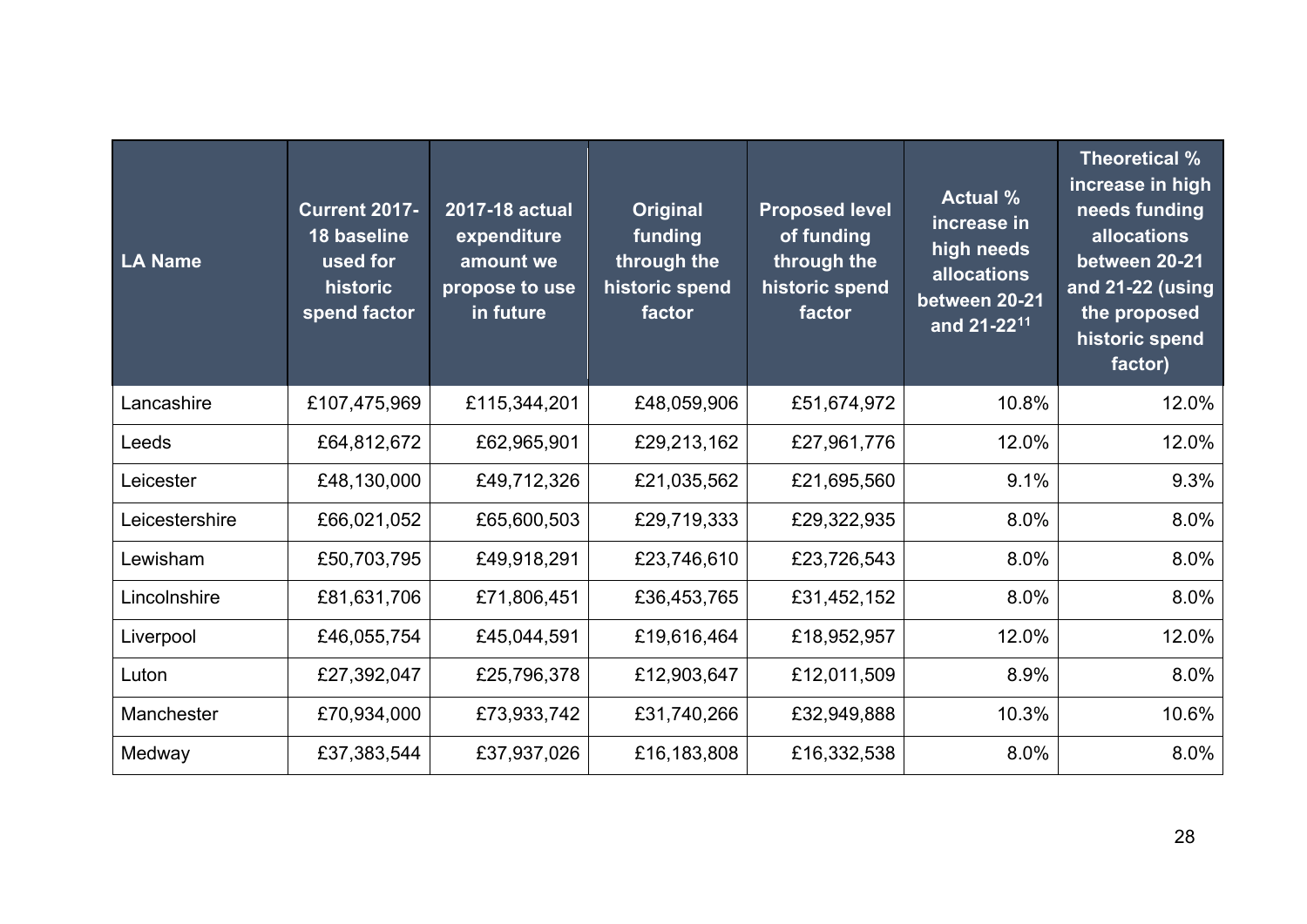| LA Name | Current 2017-18 baseline used for historic spend factor | 2017-18 actual expenditure amount we propose to use in future | Original funding through the historic spend factor | Proposed level of funding through the historic spend factor | Actual % increase in high needs allocations between 20-21 and 21-22[11] | Theoretical % increase in high needs funding allocations between 20-21 and 21-22 (using the proposed historic spend factor) |
|---|---|---|---|---|---|---|
| Lancashire | £107,475,969 | £115,344,201 | £48,059,906 | £51,674,972 | 10.8% | 12.0% |
| Leeds | £64,812,672 | £62,965,901 | £29,213,162 | £27,961,776 | 12.0% | 12.0% |
| Leicester | £48,130,000 | £49,712,326 | £21,035,562 | £21,695,560 | 9.1% | 9.3% |
| Leicestershire | £66,021,052 | £65,600,503 | £29,719,333 | £29,322,935 | 8.0% | 8.0% |
| Lewisham | £50,703,795 | £49,918,291 | £23,746,610 | £23,726,543 | 8.0% | 8.0% |
| Lincolnshire | £81,631,706 | £71,806,451 | £36,453,765 | £31,452,152 | 8.0% | 8.0% |
| Liverpool | £46,055,754 | £45,044,591 | £19,616,464 | £18,952,957 | 12.0% | 12.0% |
| Luton | £27,392,047 | £25,796,378 | £12,903,647 | £12,011,509 | 8.9% | 8.0% |
| Manchester | £70,934,000 | £73,933,742 | £31,740,266 | £32,949,888 | 10.3% | 10.6% |
| Medway | £37,383,544 | £37,937,026 | £16,183,808 | £16,332,538 | 8.0% | 8.0% |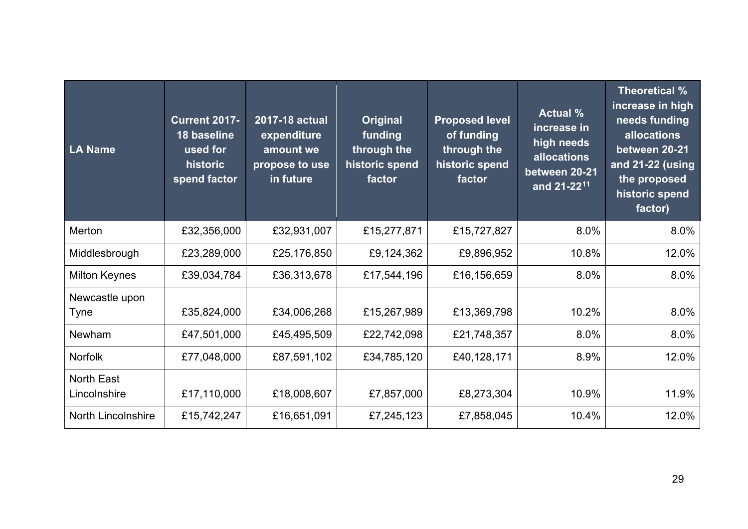| LA Name | Current 2017-18 baseline used for historic spend factor | 2017-18 actual expenditure amount we propose to use in future | Original funding through the historic spend factor | Proposed level of funding through the historic spend factor | Actual % increase in high needs allocations between 20-21 and 21-22[11] | Theoretical % increase in high needs funding allocations between 20-21 and 21-22 (using the proposed historic spend factor) |
|---|---|---|---|---|---|---|
| Merton | £32,356,000 | £32,931,007 | £15,277,871 | £15,727,827 | 8.0% | 8.0% |
| Middlesbrough | £23,289,000 | £25,176,850 | £9,124,362 | £9,896,952 | 10.8% | 12.0% |
| Milton Keynes | £39,034,784 | £36,313,678 | £17,544,196 | £16,156,659 | 8.0% | 8.0% |
| Newcastle upon Tyne | £35,824,000 | £34,006,268 | £15,267,989 | £13,369,798 | 10.2% | 8.0% |
| Newham | £47,501,000 | £45,495,509 | £22,742,098 | £21,748,357 | 8.0% | 8.0% |
| Norfolk | £77,048,000 | £87,591,102 | £34,785,120 | £40,128,171 | 8.9% | 12.0% |
| North East Lincolnshire | £17,110,000 | £18,008,607 | £7,857,000 | £8,273,304 | 10.9% | 11.9% |
| North Lincolnshire | £15,742,247 | £16,651,091 | £7,245,123 | £7,858,045 | 10.4% | 12.0% |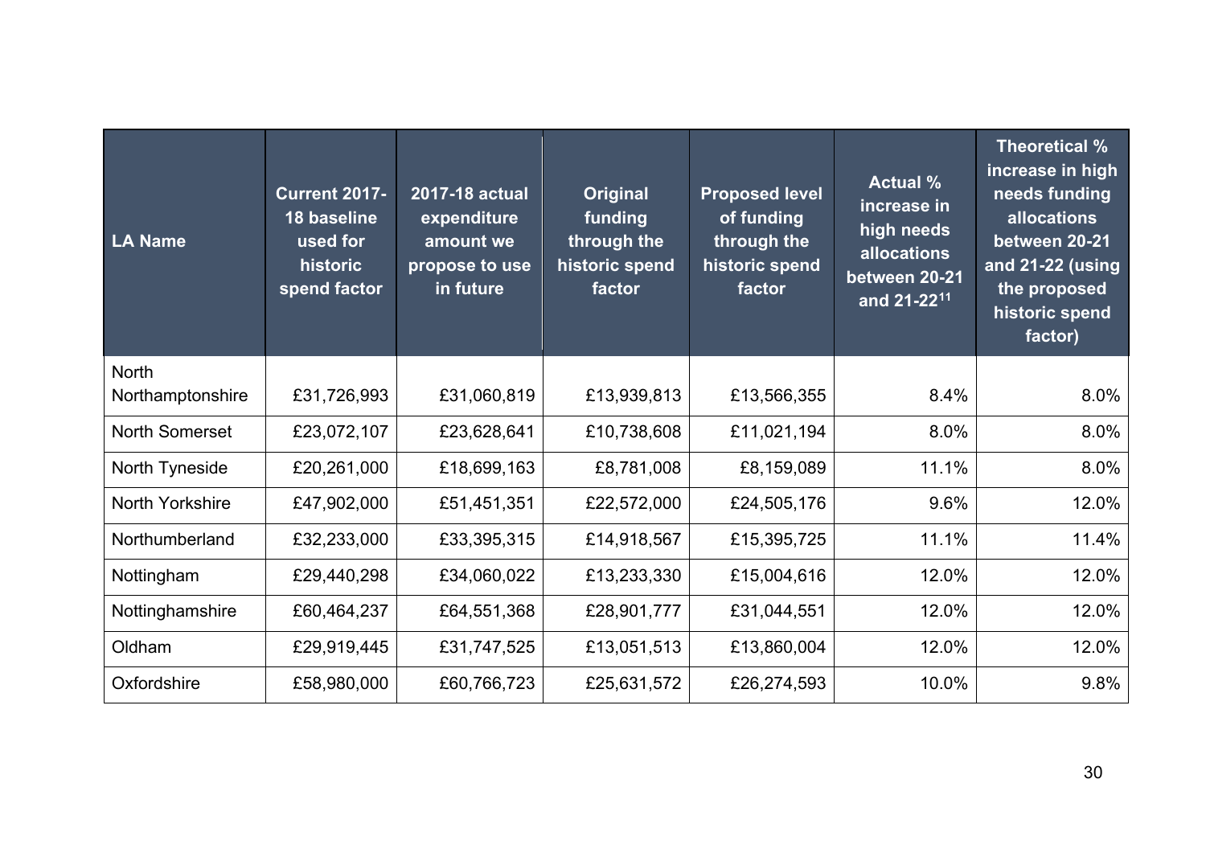| LA Name | Current 2017-18 baseline used for historic spend factor | 2017-18 actual expenditure amount we propose to use in future | Original funding through the historic spend factor | Proposed level of funding through the historic spend factor | Actual % increase in high needs allocations between 20-21 and 21-22[11] | Theoretical % increase in high needs funding allocations between 20-21 and 21-22 (using the proposed historic spend factor) |
|---|---|---|---|---|---|---|
| North Northamptonshire | £31,726,993 | £31,060,819 | £13,939,813 | £13,566,355 | 8.4% | 8.0% |
| North Somerset | £23,072,107 | £23,628,641 | £10,738,608 | £11,021,194 | 8.0% | 8.0% |
| North Tyneside | £20,261,000 | £18,699,163 | £8,781,008 | £8,159,089 | 11.1% | 8.0% |
| North Yorkshire | £47,902,000 | £51,451,351 | £22,572,000 | £24,505,176 | 9.6% | 12.0% |
| Northumberland | £32,233,000 | £33,395,315 | £14,918,567 | £15,395,725 | 11.1% | 11.4% |
| Nottingham | £29,440,298 | £34,060,022 | £13,233,330 | £15,004,616 | 12.0% | 12.0% |
| Nottinghamshire | £60,464,237 | £64,551,368 | £28,901,777 | £31,044,551 | 12.0% | 12.0% |
| Oldham | £29,919,445 | £31,747,525 | £13,051,513 | £13,860,004 | 12.0% | 12.0% |
| Oxfordshire | £58,980,000 | £60,766,723 | £25,631,572 | £26,274,593 | 10.0% | 9.8% |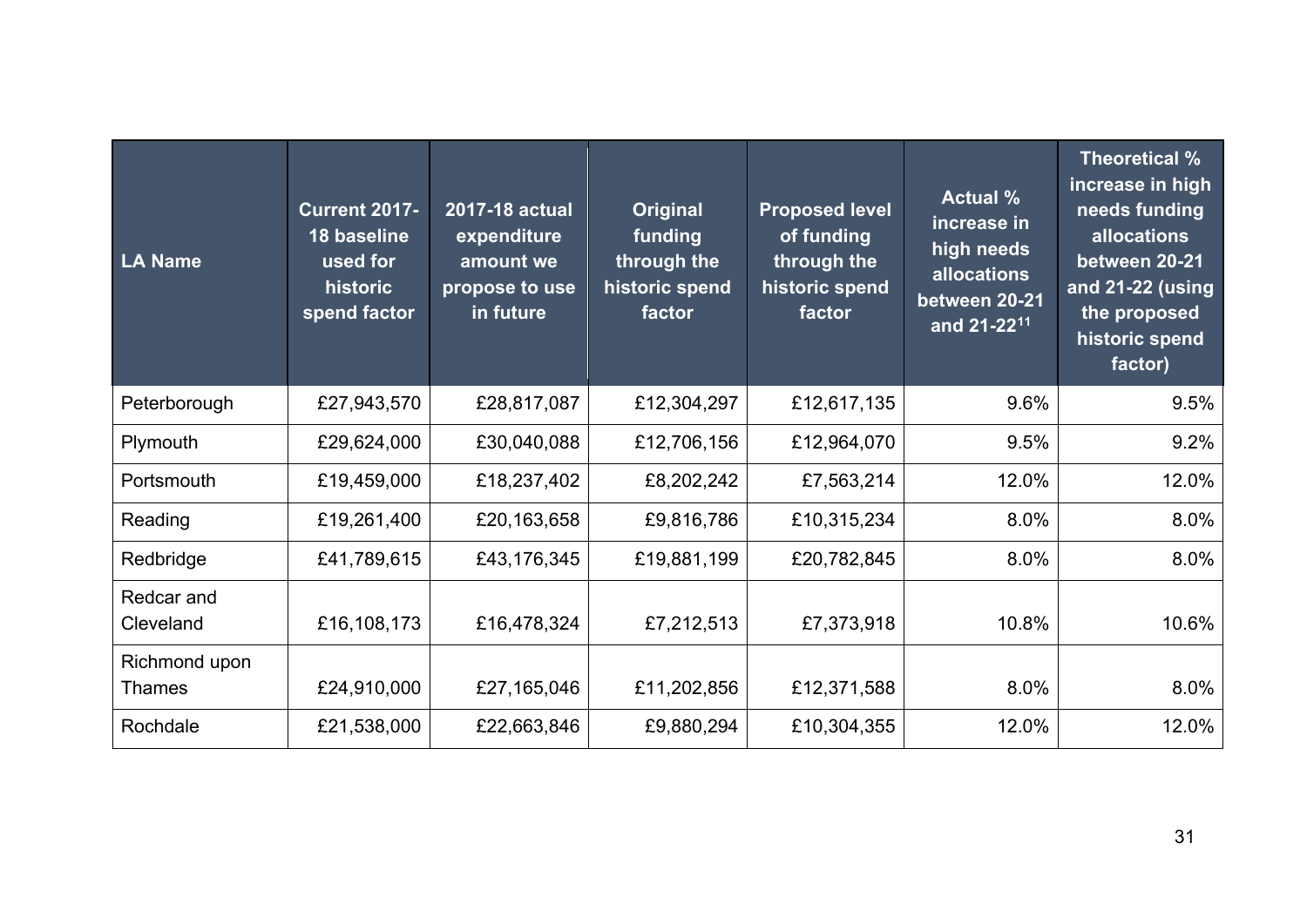| LA Name | Current 2017-18 baseline used for historic spend factor | 2017-18 actual expenditure amount we propose to use in future | Original funding through the historic spend factor | Proposed level of funding through the historic spend factor | Actual % increase in high needs allocations between 20-21 and 21-22[11] | Theoretical % increase in high needs funding allocations between 20-21 and 21-22 (using the proposed historic spend factor) |
|---|---|---|---|---|---|---|
| Peterborough | £27,943,570 | £28,817,087 | £12,304,297 | £12,617,135 | 9.6% | 9.5% |
| Plymouth | £29,624,000 | £30,040,088 | £12,706,156 | £12,964,070 | 9.5% | 9.2% |
| Portsmouth | £19,459,000 | £18,237,402 | £8,202,242 | £7,563,214 | 12.0% | 12.0% |
| Reading | £19,261,400 | £20,163,658 | £9,816,786 | £10,315,234 | 8.0% | 8.0% |
| Redbridge | £41,789,615 | £43,176,345 | £19,881,199 | £20,782,845 | 8.0% | 8.0% |
| Redcar and Cleveland | £16,108,173 | £16,478,324 | £7,212,513 | £7,373,918 | 10.8% | 10.6% |
| Richmond upon Thames | £24,910,000 | £27,165,046 | £11,202,856 | £12,371,588 | 8.0% | 8.0% |
| Rochdale | £21,538,000 | £22,663,846 | £9,880,294 | £10,304,355 | 12.0% | 12.0% |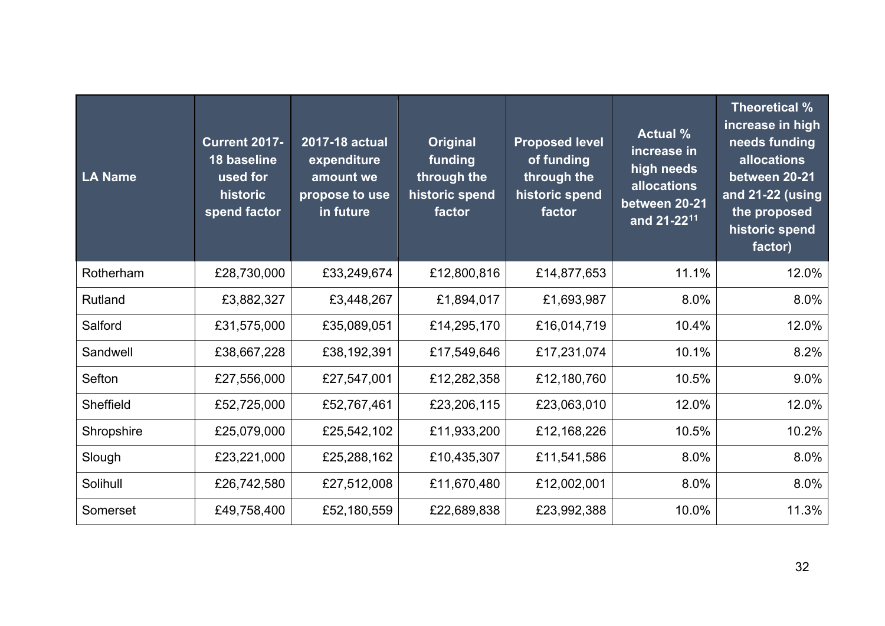| LA Name | Current 2017-18 baseline used for historic spend factor | 2017-18 actual expenditure amount we propose to use in future | Original funding through the historic spend factor | Proposed level of funding through the historic spend factor | Actual % increase in high needs allocations between 20-21 and 21-22[11] | Theoretical % increase in high needs funding allocations between 20-21 and 21-22 (using the proposed historic spend factor) |
|---|---|---|---|---|---|---|
| Rotherham | £28,730,000 | £33,249,674 | £12,800,816 | £14,877,653 | 11.1% | 12.0% |
| Rutland | £3,882,327 | £3,448,267 | £1,894,017 | £1,693,987 | 8.0% | 8.0% |
| Salford | £31,575,000 | £35,089,051 | £14,295,170 | £16,014,719 | 10.4% | 12.0% |
| Sandwell | £38,667,228 | £38,192,391 | £17,549,646 | £17,231,074 | 10.1% | 8.2% |
| Sefton | £27,556,000 | £27,547,001 | £12,282,358 | £12,180,760 | 10.5% | 9.0% |
| Sheffield | £52,725,000 | £52,767,461 | £23,206,115 | £23,063,010 | 12.0% | 12.0% |
| Shropshire | £25,079,000 | £25,542,102 | £11,933,200 | £12,168,226 | 10.5% | 10.2% |
| Slough | £23,221,000 | £25,288,162 | £10,435,307 | £11,541,586 | 8.0% | 8.0% |
| Solihull | £26,742,580 | £27,512,008 | £11,670,480 | £12,002,001 | 8.0% | 8.0% |
| Somerset | £49,758,400 | £52,180,559 | £22,689,838 | £23,992,388 | 10.0% | 11.3% |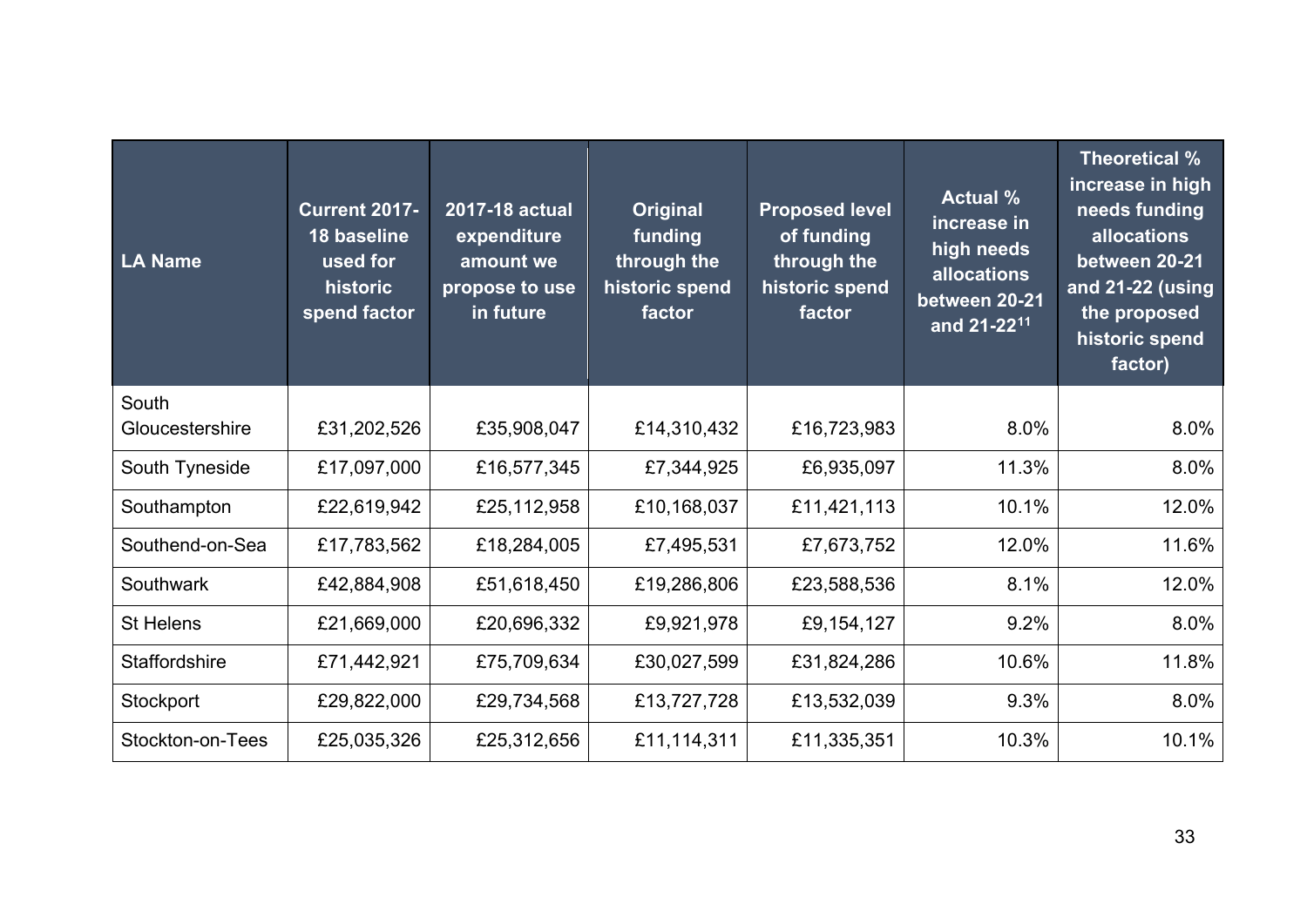| LA Name | Current 2017-18 baseline used for historic spend factor | 2017-18 actual expenditure amount we propose to use in future | Original funding through the historic spend factor | Proposed level of funding through the historic spend factor | Actual % increase in high needs allocations between 20-21 and 21-22[11] | Theoretical % increase in high needs funding allocations between 20-21 and 21-22 (using the proposed historic spend factor) |
|---|---|---|---|---|---|---|
| South Gloucestershire | £31,202,526 | £35,908,047 | £14,310,432 | £16,723,983 | 8.0% | 8.0% |
| South Tyneside | £17,097,000 | £16,577,345 | £7,344,925 | £6,935,097 | 11.3% | 8.0% |
| Southampton | £22,619,942 | £25,112,958 | £10,168,037 | £11,421,113 | 10.1% | 12.0% |
| Southend-on-Sea | £17,783,562 | £18,284,005 | £7,495,531 | £7,673,752 | 12.0% | 11.6% |
| Southwark | £42,884,908 | £51,618,450 | £19,286,806 | £23,588,536 | 8.1% | 12.0% |
| St Helens | £21,669,000 | £20,696,332 | £9,921,978 | £9,154,127 | 9.2% | 8.0% |
| Staffordshire | £71,442,921 | £75,709,634 | £30,027,599 | £31,824,286 | 10.6% | 11.8% |
| Stockport | £29,822,000 | £29,734,568 | £13,727,728 | £13,532,039 | 9.3% | 8.0% |
| Stockton-on-Tees | £25,035,326 | £25,312,656 | £11,114,311 | £11,335,351 | 10.3% | 10.1% |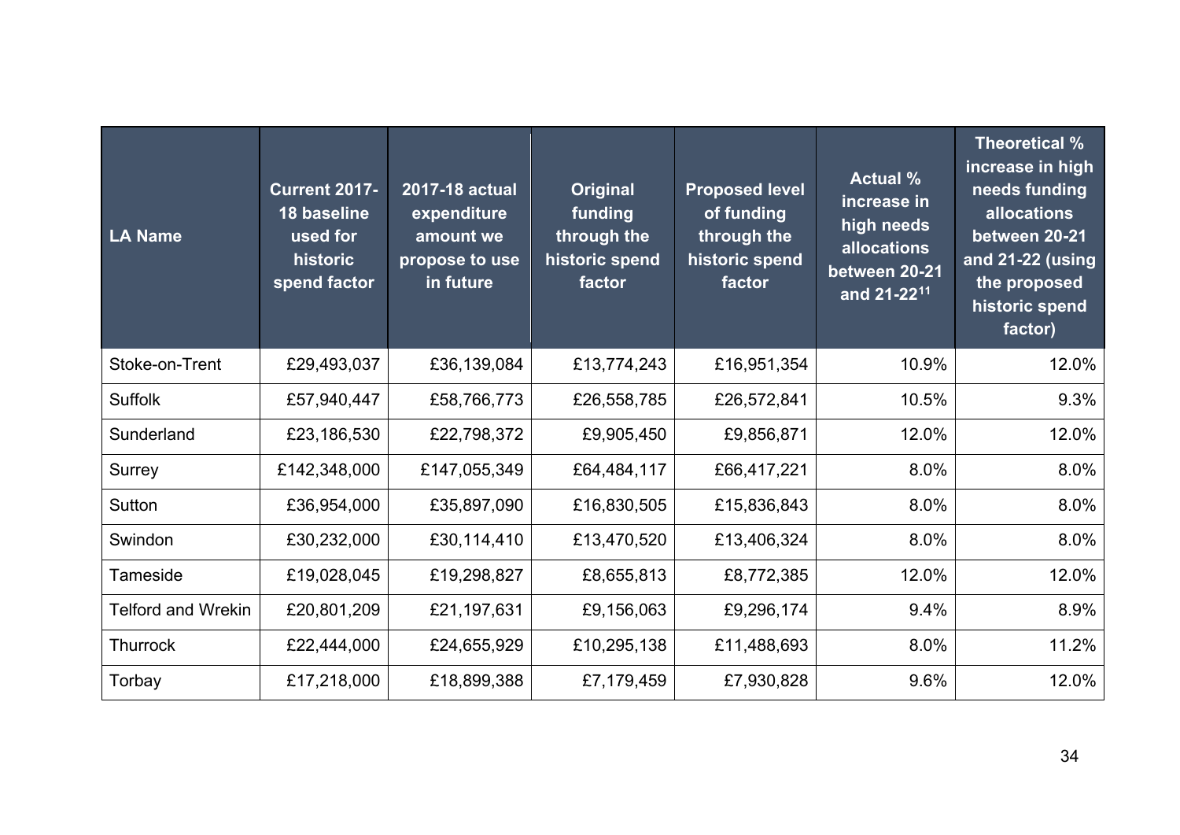| LA Name | Current 2017-18 baseline used for historic spend factor | 2017-18 actual expenditure amount we propose to use in future | Original funding through the historic spend factor | Proposed level of funding through the historic spend factor | Actual % increase in high needs allocations between 20-21 and 21-22[11] | Theoretical % increase in high needs funding allocations between 20-21 and 21-22 (using the proposed historic spend factor) |
|---|---|---|---|---|---|---|
| Stoke-on-Trent | £29,493,037 | £36,139,084 | £13,774,243 | £16,951,354 | 10.9% | 12.0% |
| Suffolk | £57,940,447 | £58,766,773 | £26,558,785 | £26,572,841 | 10.5% | 9.3% |
| Sunderland | £23,186,530 | £22,798,372 | £9,905,450 | £9,856,871 | 12.0% | 12.0% |
| Surrey | £142,348,000 | £147,055,349 | £64,484,117 | £66,417,221 | 8.0% | 8.0% |
| Sutton | £36,954,000 | £35,897,090 | £16,830,505 | £15,836,843 | 8.0% | 8.0% |
| Swindon | £30,232,000 | £30,114,410 | £13,470,520 | £13,406,324 | 8.0% | 8.0% |
| Tameside | £19,028,045 | £19,298,827 | £8,655,813 | £8,772,385 | 12.0% | 12.0% |
| Telford and Wrekin | £20,801,209 | £21,197,631 | £9,156,063 | £9,296,174 | 9.4% | 8.9% |
| Thurrock | £22,444,000 | £24,655,929 | £10,295,138 | £11,488,693 | 8.0% | 11.2% |
| Torbay | £17,218,000 | £18,899,388 | £7,179,459 | £7,930,828 | 9.6% | 12.0% |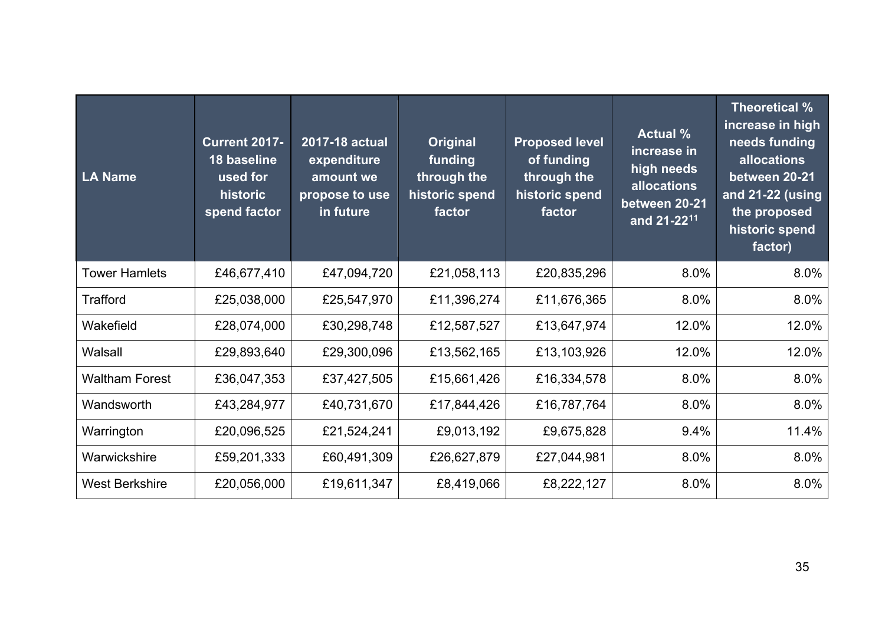| LA Name | Current 2017-18 baseline used for historic spend factor | 2017-18 actual expenditure amount we propose to use in future | Original funding through the historic spend factor | Proposed level of funding through the historic spend factor | Actual % increase in high needs allocations between 20-21 and 21-22[11] | Theoretical % increase in high needs funding allocations between 20-21 and 21-22 (using the proposed historic spend factor) |
|---|---|---|---|---|---|---|
| Tower Hamlets | £46,677,410 | £47,094,720 | £21,058,113 | £20,835,296 | 8.0% | 8.0% |
| Trafford | £25,038,000 | £25,547,970 | £11,396,274 | £11,676,365 | 8.0% | 8.0% |
| Wakefield | £28,074,000 | £30,298,748 | £12,587,527 | £13,647,974 | 12.0% | 12.0% |
| Walsall | £29,893,640 | £29,300,096 | £13,562,165 | £13,103,926 | 12.0% | 12.0% |
| Waltham Forest | £36,047,353 | £37,427,505 | £15,661,426 | £16,334,578 | 8.0% | 8.0% |
| Wandsworth | £43,284,977 | £40,731,670 | £17,844,426 | £16,787,764 | 8.0% | 8.0% |
| Warrington | £20,096,525 | £21,524,241 | £9,013,192 | £9,675,828 | 9.4% | 11.4% |
| Warwickshire | £59,201,333 | £60,491,309 | £26,627,879 | £27,044,981 | 8.0% | 8.0% |
| West Berkshire | £20,056,000 | £19,611,347 | £8,419,066 | £8,222,127 | 8.0% | 8.0% |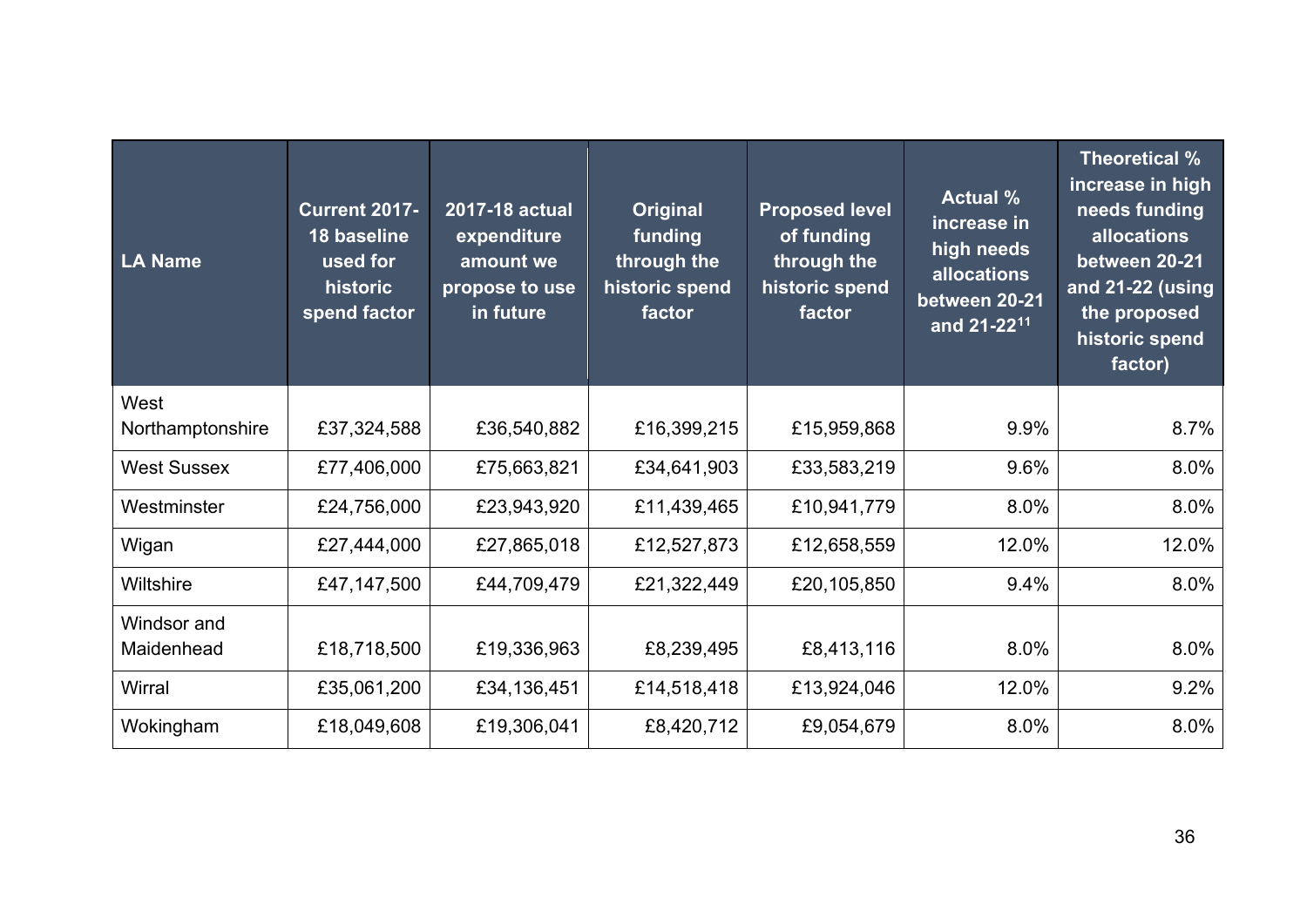| LA Name | Current 2017-18 baseline used for historic spend factor | 2017-18 actual expenditure amount we propose to use in future | Original funding through the historic spend factor | Proposed level of funding through the historic spend factor | Actual % increase in high needs allocations between 20-21 and 21-22[11] | Theoretical % increase in high needs funding allocations between 20-21 and 21-22 (using the proposed historic spend factor) |
|---|---|---|---|---|---|---|
| West Northamptonshire | £37,324,588 | £36,540,882 | £16,399,215 | £15,959,868 | 9.9% | 8.7% |
| West Sussex | £77,406,000 | £75,663,821 | £34,641,903 | £33,583,219 | 9.6% | 8.0% |
| Westminster | £24,756,000 | £23,943,920 | £11,439,465 | £10,941,779 | 8.0% | 8.0% |
| Wigan | £27,444,000 | £27,865,018 | £12,527,873 | £12,658,559 | 12.0% | 12.0% |
| Wiltshire | £47,147,500 | £44,709,479 | £21,322,449 | £20,105,850 | 9.4% | 8.0% |
| Windsor and Maidenhead | £18,718,500 | £19,336,963 | £8,239,495 | £8,413,116 | 8.0% | 8.0% |
| Wirral | £35,061,200 | £34,136,451 | £14,518,418 | £13,924,046 | 12.0% | 9.2% |
| Wokingham | £18,049,608 | £19,306,041 | £8,420,712 | £9,054,679 | 8.0% | 8.0% |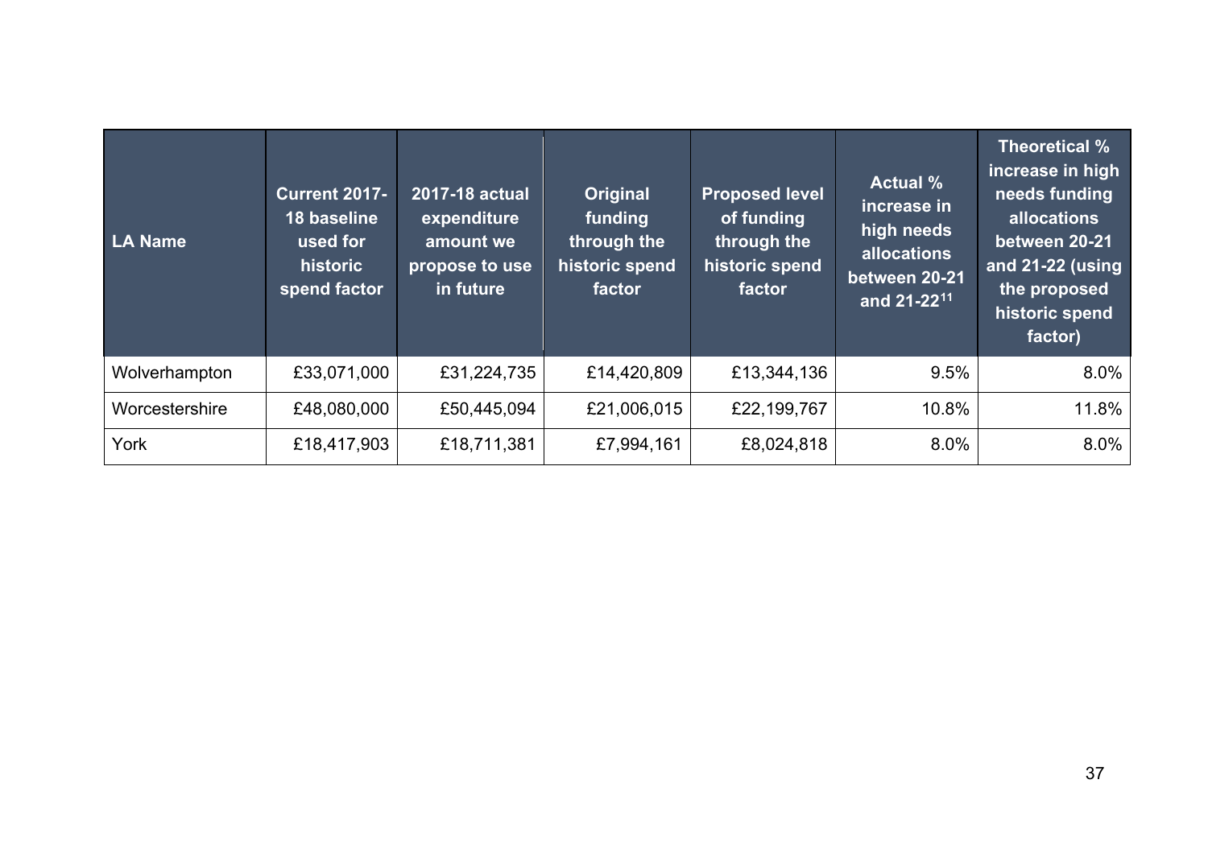| LA Name | Current 2017-18 baseline used for historic spend factor | 2017-18 actual expenditure amount we propose to use in future | Original funding through the historic spend factor | Proposed level of funding through the historic spend factor | Actual % increase in high needs allocations between 20-21 and 21-22[11] | Theoretical % increase in high needs funding allocations between 20-21 and 21-22 (using the proposed historic spend factor) |
|---|---|---|---|---|---|---|
| Wolverhampton | £33,071,000 | £31,224,735 | £14,420,809 | £13,344,136 | 9.5% | 8.0% |
| Worcestershire | £48,080,000 | £50,445,094 | £21,006,015 | £22,199,767 | 10.8% | 11.8% |
| York | £18,417,903 | £18,711,381 | £7,994,161 | £8,024,818 | 8.0% | 8.0% |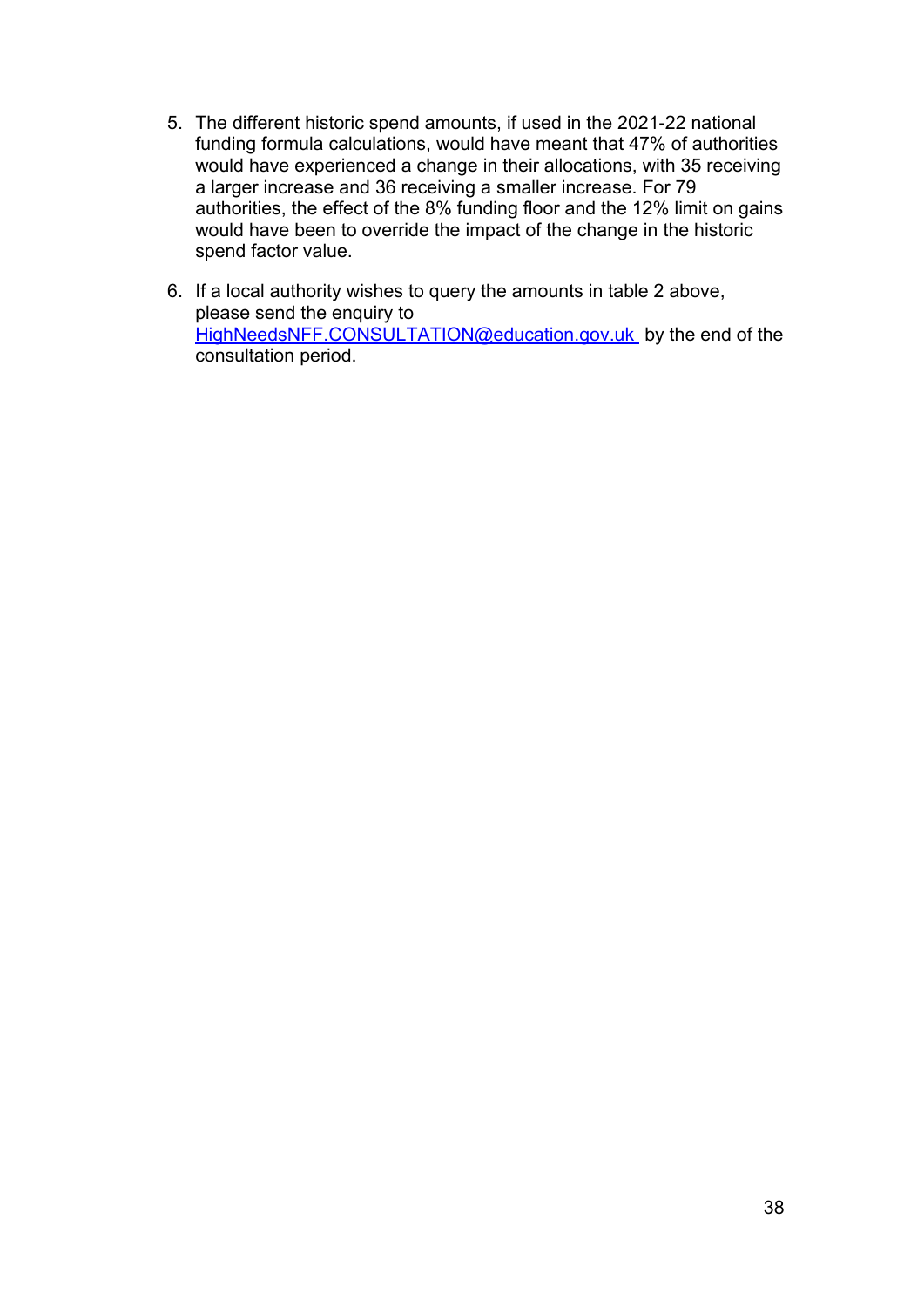5. The different historic spend amounts, if used in the 2021-22 national funding formula calculations, would have meant that 47% of authorities would have experienced a change in their allocations, with 35 receiving a larger increase and 36 receiving a smaller increase. For 79 authorities, the effect of the 8% funding floor and the 12% limit on gains would have been to override the impact of the change in the historic spend factor value.

6. If a local authority wishes to query the amounts in table 2 above, please send the enquiry to [HighNeedsNFF.CONSULTATION@education.gov.uk](mailto:HighNeedsNFF.CONSULTATION@education.gov.uk) by the end of the consultation period.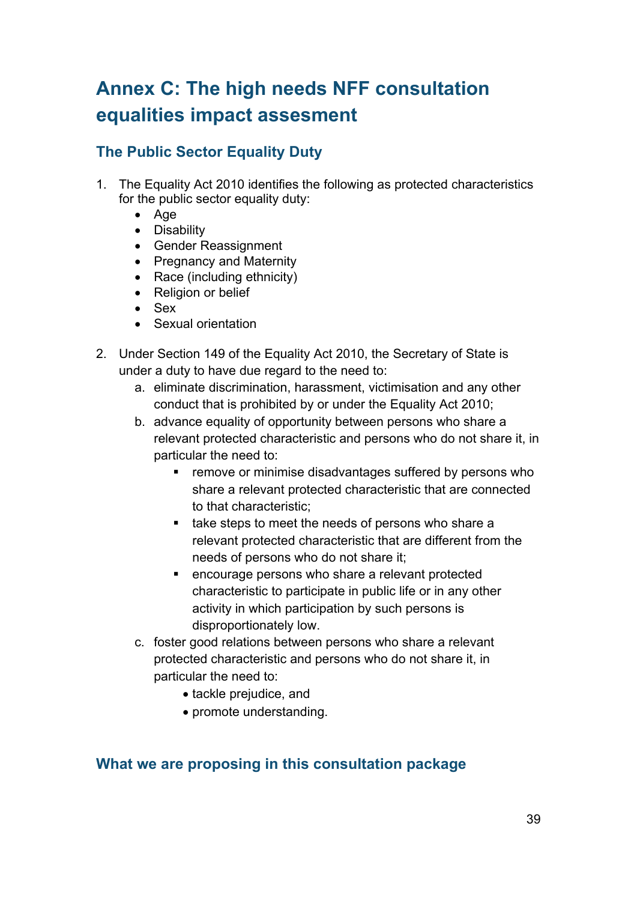# Annex C: The high needs NFF consultation equalities impact assesment

## The Public Sector Equality Duty

1. The Equality Act 2010 identifies the following as protected characteristics for the public sector equality duty:
   - Age
   - Disability
   - Gender Reassignment
   - Pregnancy and Maternity
   - Race (including ethnicity)
   - Religion or belief
   - Sex
   - Sexual orientation

2. Under Section 149 of the Equality Act 2010, the Secretary of State is under a duty to have due regard to the need to:
   a. eliminate discrimination, harassment, victimisation and any other conduct that is prohibited by or under the Equality Act 2010;
   b. advance equality of opportunity between persons who share a relevant protected characteristic and persons who do not share it, in particular the need to:
      - remove or minimise disadvantages suffered by persons who share a relevant protected characteristic that are connected to that characteristic;
      - take steps to meet the needs of persons who share a relevant protected characteristic that are different from the needs of persons who do not share it;
      - encourage persons who share a relevant protected characteristic to participate in public life or in any other activity in which participation by such persons is disproportionately low.
   c. foster good relations between persons who share a relevant protected characteristic and persons who do not share it, in particular the need to:
      - tackle prejudice, and
      - promote understanding.

## What we are proposing in this consultation package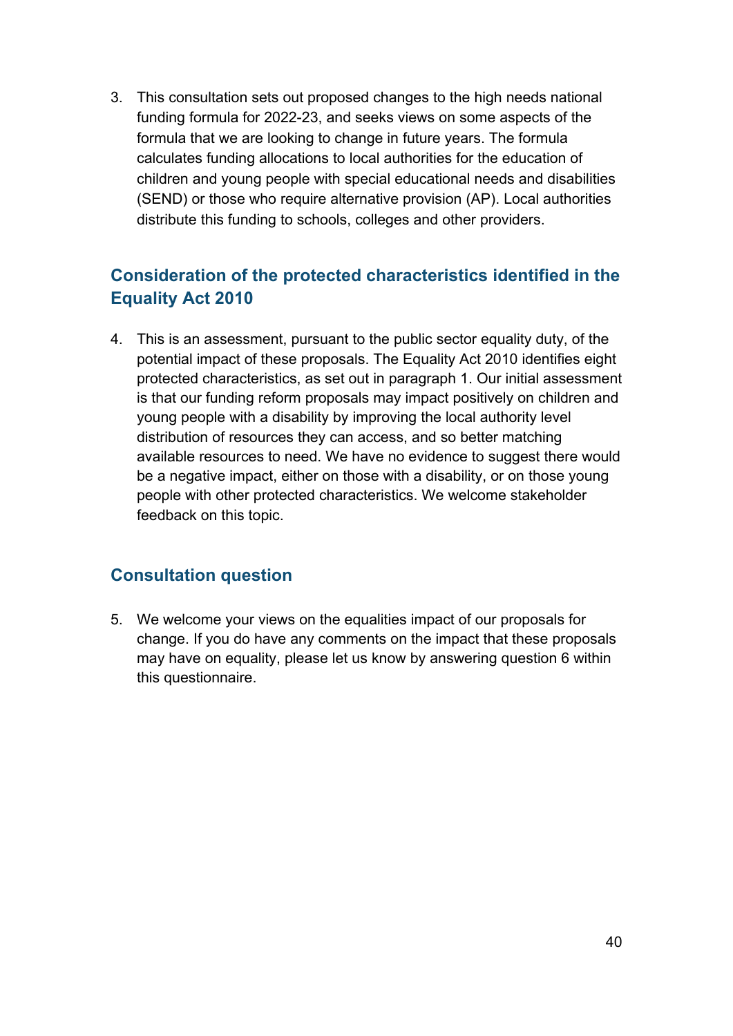3. This consultation sets out proposed changes to the high needs national funding formula for 2022-23, and seeks views on some aspects of the formula that we are looking to change in future years. The formula calculates funding allocations to local authorities for the education of children and young people with special educational needs and disabilities (SEND) or those who require alternative provision (AP). Local authorities distribute this funding to schools, colleges and other providers.

## Consideration of the protected characteristics identified in the Equality Act 2010

4. This is an assessment, pursuant to the public sector equality duty, of the potential impact of these proposals. The Equality Act 2010 identifies eight protected characteristics, as set out in paragraph 1. Our initial assessment is that our funding reform proposals may impact positively on children and young people with a disability by improving the local authority level distribution of resources they can access, and so better matching available resources to need. We have no evidence to suggest there would be a negative impact, either on those with a disability, or on those young people with other protected characteristics. We welcome stakeholder feedback on this topic.

## Consultation question

5. We welcome your views on the equalities impact of our proposals for change. If you do have any comments on the impact that these proposals may have on equality, please let us know by answering question 6 within this questionnaire.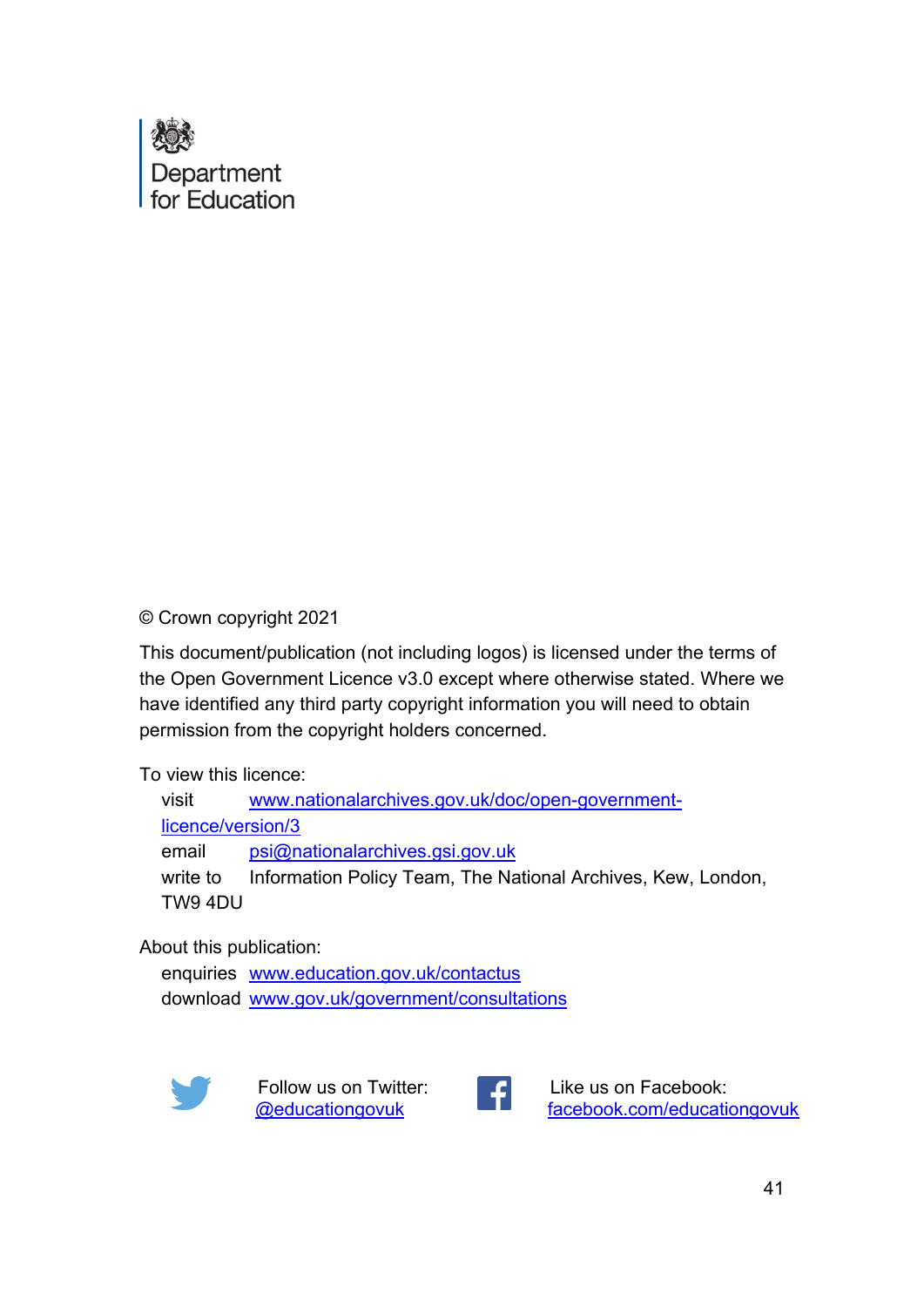Department for Education

© Crown copyright 2021

This document/publication (not including logos) is licensed under the terms of the Open Government Licence v3.0 except where otherwise stated. Where we have identified any third party copyright information you will need to obtain permission from the copyright holders concerned.

To view this licence:

visit www.nationalarchives.gov.uk/doc/open-government-licence/version/3
email psi@nationalarchives.gsi.gov.uk
write to Information Policy Team, The National Archives, Kew, London, TW9 4DU

About this publication:

enquiries www.education.gov.uk/contactus
download www.gov.uk/government/consultations

Follow us on Twitter: @educationgovuk

Like us on Facebook: facebook.com/educationgovuk